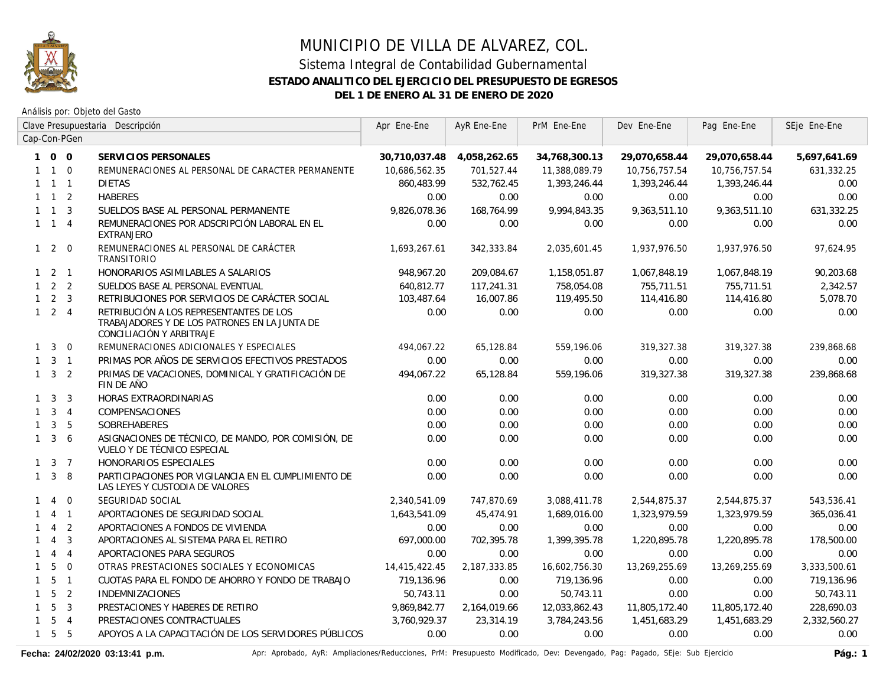# MUNICIPIO DE VILLA DE ALVAREZ, COL.

## Sistema Integral de Contabilidad Gubernamental

### ESTADO ANALITICO DEL EJERCICIO DEL PRESUPUESTO DE EGRESOS

### DEL 1 DE ENERO AL 31 DE ENERO DE 2020

Análisis por: Objeto del Gasto

| Clave Presupuestaria Cap-Con-PGen | Descripción | Apr Ene-Ene | AyR Ene-Ene | PrM Ene-Ene | Dev Ene-Ene | Pag Ene-Ene | SEje Ene-Ene |
|---|---|---|---|---|---|---|---|
| **1 0 0** | **SERVICIOS PERSONALES** | **30,710,037.48** | **4,058,262.65** | **34,768,300.13** | **29,070,658.44** | **29,070,658.44** | **5,697,641.69** |
| 1 1 0 | REMUNERACIONES AL PERSONAL DE CARACTER PERMANENTE | 10,686,562.35 | 701,527.44 | 11,388,089.79 | 10,756,757.54 | 10,756,757.54 | 631,332.25 |
| 1 1 1 | DIETAS | 860,483.99 | 532,762.45 | 1,393,246.44 | 1,393,246.44 | 1,393,246.44 | 0.00 |
| 1 1 2 | HABERES | 0.00 | 0.00 | 0.00 | 0.00 | 0.00 | 0.00 |
| 1 1 3 | SUELDOS BASE AL PERSONAL PERMANENTE | 9,826,078.36 | 168,764.99 | 9,994,843.35 | 9,363,511.10 | 9,363,511.10 | 631,332.25 |
| 1 1 4 | REMUNERACIONES POR ADSCRIPCIÓN LABORAL EN EL EXTRANJERO | 0.00 | 0.00 | 0.00 | 0.00 | 0.00 | 0.00 |
| 1 2 0 | REMUNERACIONES AL PERSONAL DE CARÁCTER TRANSITORIO | 1,693,267.61 | 342,333.84 | 2,035,601.45 | 1,937,976.50 | 1,937,976.50 | 97,624.95 |
| 1 2 1 | HONORARIOS ASIMILABLES A SALARIOS | 948,967.20 | 209,084.67 | 1,158,051.87 | 1,067,848.19 | 1,067,848.19 | 90,203.68 |
| 1 2 2 | SUELDOS BASE AL PERSONAL EVENTUAL | 640,812.77 | 117,241.31 | 758,054.08 | 755,711.51 | 755,711.51 | 2,342.57 |
| 1 2 3 | RETRIBUCIONES POR SERVICIOS DE CARÁCTER SOCIAL | 103,487.64 | 16,007.86 | 119,495.50 | 114,416.80 | 114,416.80 | 5,078.70 |
| 1 2 4 | RETRIBUCIÓN A LOS REPRESENTANTES DE LOS TRABAJADORES Y DE LOS PATRONES EN LA JUNTA DE CONCILIACIÓN Y ARBITRAJE | 0.00 | 0.00 | 0.00 | 0.00 | 0.00 | 0.00 |
| 1 3 0 | REMUNERACIONES ADICIONALES Y ESPECIALES | 494,067.22 | 65,128.84 | 559,196.06 | 319,327.38 | 319,327.38 | 239,868.68 |
| 1 3 1 | PRIMAS POR AÑOS DE SERVICIOS EFECTIVOS PRESTADOS | 0.00 | 0.00 | 0.00 | 0.00 | 0.00 | 0.00 |
| 1 3 2 | PRIMAS DE VACACIONES, DOMINICAL Y GRATIFICACIÓN DE FIN DE AÑO | 494,067.22 | 65,128.84 | 559,196.06 | 319,327.38 | 319,327.38 | 239,868.68 |
| 1 3 3 | HORAS EXTRAORDINARIAS | 0.00 | 0.00 | 0.00 | 0.00 | 0.00 | 0.00 |
| 1 3 4 | COMPENSACIONES | 0.00 | 0.00 | 0.00 | 0.00 | 0.00 | 0.00 |
| 1 3 5 | SOBREHABERES | 0.00 | 0.00 | 0.00 | 0.00 | 0.00 | 0.00 |
| 1 3 6 | ASIGNACIONES DE TÉCNICO, DE MANDO, POR COMISIÓN, DE VUELO Y DE TÉCNICO ESPECIAL | 0.00 | 0.00 | 0.00 | 0.00 | 0.00 | 0.00 |
| 1 3 7 | HONORARIOS ESPECIALES | 0.00 | 0.00 | 0.00 | 0.00 | 0.00 | 0.00 |
| 1 3 8 | PARTICIPACIONES POR VIGILANCIA EN EL CUMPLIMIENTO DE LAS LEYES Y CUSTODIA DE VALORES | 0.00 | 0.00 | 0.00 | 0.00 | 0.00 | 0.00 |
| 1 4 0 | SEGURIDAD SOCIAL | 2,340,541.09 | 747,870.69 | 3,088,411.78 | 2,544,875.37 | 2,544,875.37 | 543,536.41 |
| 1 4 1 | APORTACIONES DE SEGURIDAD SOCIAL | 1,643,541.09 | 45,474.91 | 1,689,016.00 | 1,323,979.59 | 1,323,979.59 | 365,036.41 |
| 1 4 2 | APORTACIONES A FONDOS DE VIVIENDA | 0.00 | 0.00 | 0.00 | 0.00 | 0.00 | 0.00 |
| 1 4 3 | APORTACIONES AL SISTEMA PARA EL RETIRO | 697,000.00 | 702,395.78 | 1,399,395.78 | 1,220,895.78 | 1,220,895.78 | 178,500.00 |
| 1 4 4 | APORTACIONES PARA SEGUROS | 0.00 | 0.00 | 0.00 | 0.00 | 0.00 | 0.00 |
| 1 5 0 | OTRAS PRESTACIONES SOCIALES Y ECONOMICAS | 14,415,422.45 | 2,187,333.85 | 16,602,756.30 | 13,269,255.69 | 13,269,255.69 | 3,333,500.61 |
| 1 5 1 | CUOTAS PARA EL FONDO DE AHORRO Y FONDO DE TRABAJO | 719,136.96 | 0.00 | 719,136.96 | 0.00 | 0.00 | 719,136.96 |
| 1 5 2 | INDEMNIZACIONES | 50,743.11 | 0.00 | 50,743.11 | 0.00 | 0.00 | 50,743.11 |
| 1 5 3 | PRESTACIONES Y HABERES DE RETIRO | 9,869,842.77 | 2,164,019.66 | 12,033,862.43 | 11,805,172.40 | 11,805,172.40 | 228,690.03 |
| 1 5 4 | PRESTACIONES CONTRACTUALES | 3,760,929.37 | 23,314.19 | 3,784,243.56 | 1,451,683.29 | 1,451,683.29 | 2,332,560.27 |
| 1 5 5 | APOYOS A LA CAPACITACIÓN DE LOS SERVIDORES PÚBLICOS | 0.00 | 0.00 | 0.00 | 0.00 | 0.00 | 0.00 |

**Fecha: 24/02/2020 03:13:41 p.m.** Apr: Aprobado, AyR: Ampliaciones/Reducciones, PrM: Presupuesto Modificado, Dev: Devengado, Pag: Pagado, SEje: Sub Ejercicio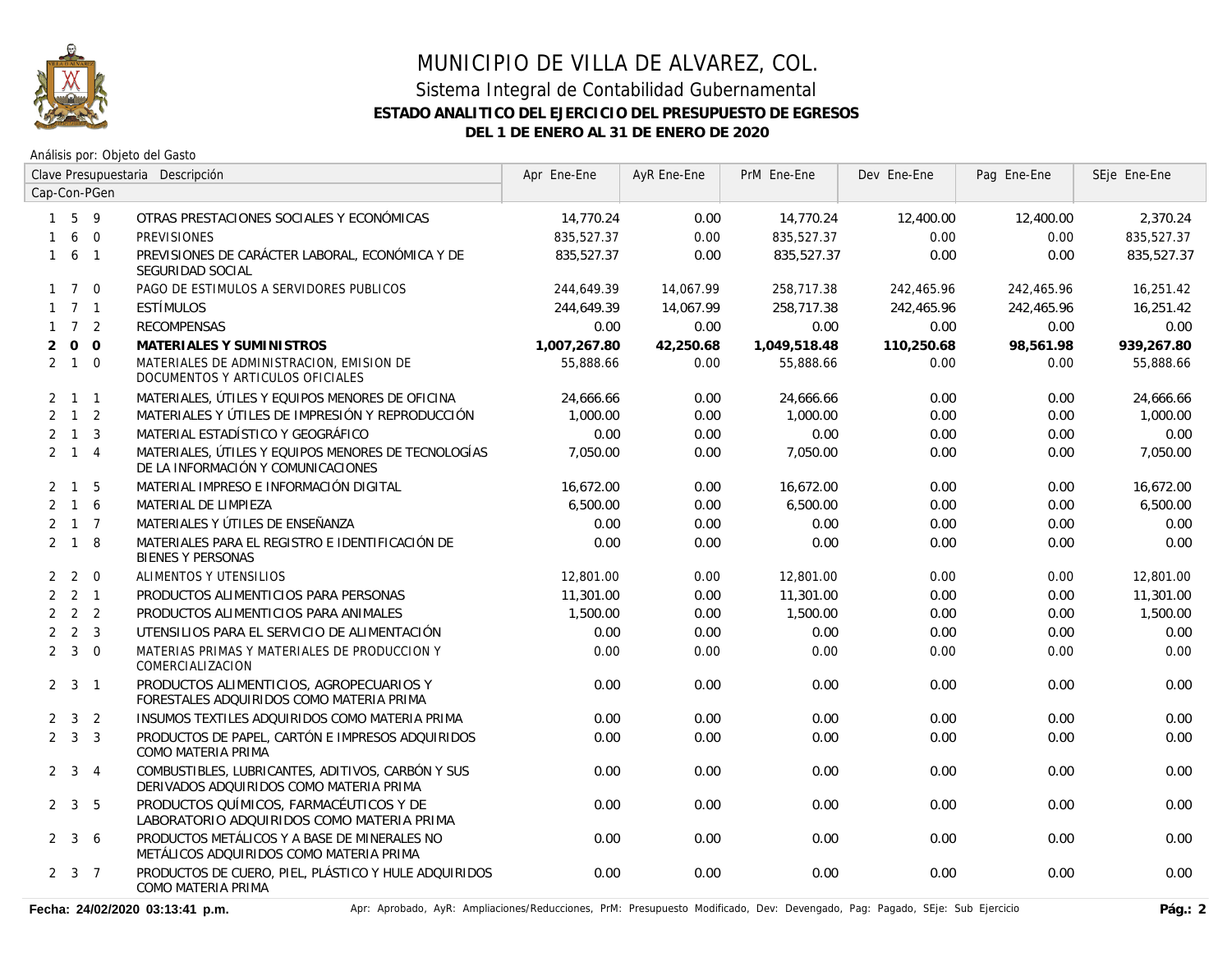# MUNICIPIO DE VILLA DE ALVAREZ, COL.

## Sistema Integral de Contabilidad Gubernamental

### ESTADO ANALITICO DEL EJERCICIO DEL PRESUPUESTO DE EGRESOS

### DEL 1 DE ENERO AL 31 DE ENERO DE 2020

Análisis por: Objeto del Gasto

| Clave Presupuestaria Cap-Con-PGen | Descripción | Apr Ene-Ene | AyR Ene-Ene | PrM Ene-Ene | Dev Ene-Ene | Pag Ene-Ene | SEje Ene-Ene |
|---|---|---|---|---|---|---|---|
| 1 5 9 | OTRAS PRESTACIONES SOCIALES Y ECONÓMICAS | 14,770.24 | 0.00 | 14,770.24 | 12,400.00 | 12,400.00 | 2,370.24 |
| 1 6 0 | PREVISIONES | 835,527.37 | 0.00 | 835,527.37 | 0.00 | 0.00 | 835,527.37 |
| 1 6 1 | PREVISIONES DE CARÁCTER LABORAL, ECONÓMICA Y DE SEGURIDAD SOCIAL | 835,527.37 | 0.00 | 835,527.37 | 0.00 | 0.00 | 835,527.37 |
| 1 7 0 | PAGO DE ESTIMULOS A SERVIDORES PUBLICOS | 244,649.39 | 14,067.99 | 258,717.38 | 242,465.96 | 242,465.96 | 16,251.42 |
| 1 7 1 | ESTÍMULOS | 244,649.39 | 14,067.99 | 258,717.38 | 242,465.96 | 242,465.96 | 16,251.42 |
| 1 7 2 | RECOMPENSAS | 0.00 | 0.00 | 0.00 | 0.00 | 0.00 | 0.00 |
| **2 0 0** | **MATERIALES Y SUMINISTROS** | **1,007,267.80** | **42,250.68** | **1,049,518.48** | **110,250.68** | **98,561.98** | **939,267.80** |
| 2 1 0 | MATERIALES DE ADMINISTRACION, EMISION DE DOCUMENTOS Y ARTICULOS OFICIALES | 55,888.66 | 0.00 | 55,888.66 | 0.00 | 0.00 | 55,888.66 |
| 2 1 1 | MATERIALES, ÚTILES Y EQUIPOS MENORES DE OFICINA | 24,666.66 | 0.00 | 24,666.66 | 0.00 | 0.00 | 24,666.66 |
| 2 1 2 | MATERIALES Y ÚTILES DE IMPRESIÓN Y REPRODUCCIÓN | 1,000.00 | 0.00 | 1,000.00 | 0.00 | 0.00 | 1,000.00 |
| 2 1 3 | MATERIAL ESTADÍSTICO Y GEOGRÁFICO | 0.00 | 0.00 | 0.00 | 0.00 | 0.00 | 0.00 |
| 2 1 4 | MATERIALES, ÚTILES Y EQUIPOS MENORES DE TECNOLOGÍAS DE LA INFORMACIÓN Y COMUNICACIONES | 7,050.00 | 0.00 | 7,050.00 | 0.00 | 0.00 | 7,050.00 |
| 2 1 5 | MATERIAL IMPRESO E INFORMACIÓN DIGITAL | 16,672.00 | 0.00 | 16,672.00 | 0.00 | 0.00 | 16,672.00 |
| 2 1 6 | MATERIAL DE LIMPIEZA | 6,500.00 | 0.00 | 6,500.00 | 0.00 | 0.00 | 6,500.00 |
| 2 1 7 | MATERIALES Y ÚTILES DE ENSEÑANZA | 0.00 | 0.00 | 0.00 | 0.00 | 0.00 | 0.00 |
| 2 1 8 | MATERIALES PARA EL REGISTRO E IDENTIFICACIÓN DE BIENES Y PERSONAS | 0.00 | 0.00 | 0.00 | 0.00 | 0.00 | 0.00 |
| 2 2 0 | ALIMENTOS Y UTENSILIOS | 12,801.00 | 0.00 | 12,801.00 | 0.00 | 0.00 | 12,801.00 |
| 2 2 1 | PRODUCTOS ALIMENTICIOS PARA PERSONAS | 11,301.00 | 0.00 | 11,301.00 | 0.00 | 0.00 | 11,301.00 |
| 2 2 2 | PRODUCTOS ALIMENTICIOS PARA ANIMALES | 1,500.00 | 0.00 | 1,500.00 | 0.00 | 0.00 | 1,500.00 |
| 2 2 3 | UTENSILIOS PARA EL SERVICIO DE ALIMENTACIÓN | 0.00 | 0.00 | 0.00 | 0.00 | 0.00 | 0.00 |
| 2 3 0 | MATERIAS PRIMAS Y MATERIALES DE PRODUCCION Y COMERCIALIZACION | 0.00 | 0.00 | 0.00 | 0.00 | 0.00 | 0.00 |
| 2 3 1 | PRODUCTOS ALIMENTICIOS, AGROPECUARIOS Y FORESTALES ADQUIRIDOS COMO MATERIA PRIMA | 0.00 | 0.00 | 0.00 | 0.00 | 0.00 | 0.00 |
| 2 3 2 | INSUMOS TEXTILES ADQUIRIDOS COMO MATERIA PRIMA | 0.00 | 0.00 | 0.00 | 0.00 | 0.00 | 0.00 |
| 2 3 3 | PRODUCTOS DE PAPEL, CARTÓN E IMPRESOS ADQUIRIDOS COMO MATERIA PRIMA | 0.00 | 0.00 | 0.00 | 0.00 | 0.00 | 0.00 |
| 2 3 4 | COMBUSTIBLES, LUBRICANTES, ADITIVOS, CARBÓN Y SUS DERIVADOS ADQUIRIDOS COMO MATERIA PRIMA | 0.00 | 0.00 | 0.00 | 0.00 | 0.00 | 0.00 |
| 2 3 5 | PRODUCTOS QUÍMICOS, FARMACÉUTICOS Y DE LABORATORIO ADQUIRIDOS COMO MATERIA PRIMA | 0.00 | 0.00 | 0.00 | 0.00 | 0.00 | 0.00 |
| 2 3 6 | PRODUCTOS METÁLICOS Y A BASE DE MINERALES NO METÁLICOS ADQUIRIDOS COMO MATERIA PRIMA | 0.00 | 0.00 | 0.00 | 0.00 | 0.00 | 0.00 |
| 2 3 7 | PRODUCTOS DE CUERO, PIEL, PLÁSTICO Y HULE ADQUIRIDOS COMO MATERIA PRIMA | 0.00 | 0.00 | 0.00 | 0.00 | 0.00 | 0.00 |

**Fecha: 24/02/2020 03:13:41 p.m.**

Apr: Aprobado, AyR: Ampliaciones/Reducciones, PrM: Presupuesto Modificado, Dev: Devengado, Pag: Pagado, SEje: Sub Ejercicio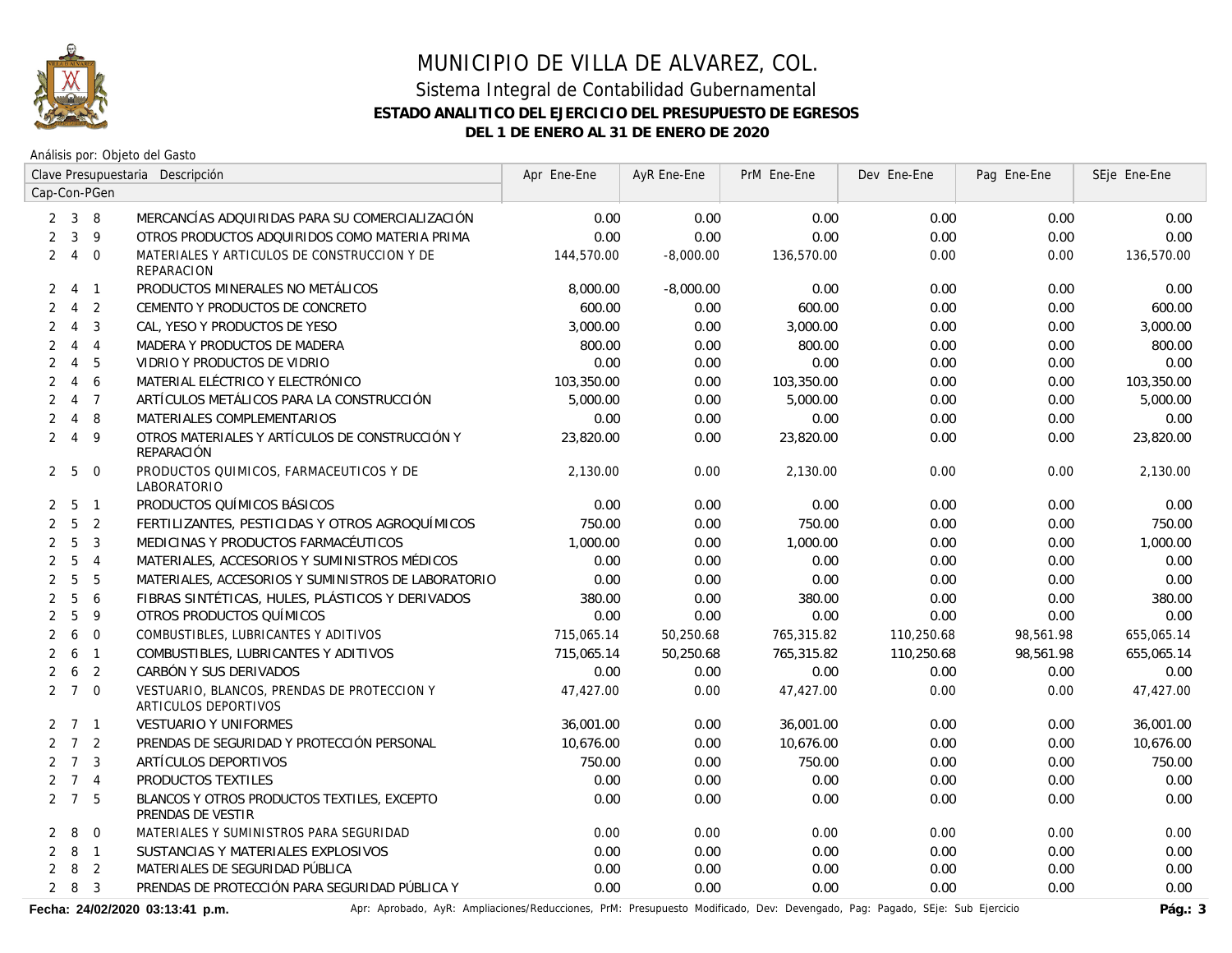# MUNICIPIO DE VILLA DE ALVAREZ, COL.

## Sistema Integral de Contabilidad Gubernamental

**ESTADO ANALITICO DEL EJERCICIO DEL PRESUPUESTO DE EGRESOS**

**DEL 1 DE ENERO AL 31 DE ENERO DE 2020**

Análisis por: Objeto del Gasto

| Clave Presupuestaria Cap-Con-PGen | Descripción | Apr Ene-Ene | AyR Ene-Ene | PrM Ene-Ene | Dev Ene-Ene | Pag Ene-Ene | SEje Ene-Ene |
|---|---|---|---|---|---|---|---|
| 2 3 8 | MERCANCÍAS ADQUIRIDAS PARA SU COMERCIALIZACIÓN | 0.00 | 0.00 | 0.00 | 0.00 | 0.00 | 0.00 |
| 2 3 9 | OTROS PRODUCTOS ADQUIRIDOS COMO MATERIA PRIMA | 0.00 | 0.00 | 0.00 | 0.00 | 0.00 | 0.00 |
| 2 4 0 | MATERIALES Y ARTICULOS DE CONSTRUCCION Y DE REPARACION | 144,570.00 | -8,000.00 | 136,570.00 | 0.00 | 0.00 | 136,570.00 |
| 2 4 1 | PRODUCTOS MINERALES NO METÁLICOS | 8,000.00 | -8,000.00 | 0.00 | 0.00 | 0.00 | 0.00 |
| 2 4 2 | CEMENTO Y PRODUCTOS DE CONCRETO | 600.00 | 0.00 | 600.00 | 0.00 | 0.00 | 600.00 |
| 2 4 3 | CAL, YESO Y PRODUCTOS DE YESO | 3,000.00 | 0.00 | 3,000.00 | 0.00 | 0.00 | 3,000.00 |
| 2 4 4 | MADERA Y PRODUCTOS DE MADERA | 800.00 | 0.00 | 800.00 | 0.00 | 0.00 | 800.00 |
| 2 4 5 | VIDRIO Y PRODUCTOS DE VIDRIO | 0.00 | 0.00 | 0.00 | 0.00 | 0.00 | 0.00 |
| 2 4 6 | MATERIAL ELÉCTRICO Y ELECTRÓNICO | 103,350.00 | 0.00 | 103,350.00 | 0.00 | 0.00 | 103,350.00 |
| 2 4 7 | ARTÍCULOS METÁLICOS PARA LA CONSTRUCCIÓN | 5,000.00 | 0.00 | 5,000.00 | 0.00 | 0.00 | 5,000.00 |
| 2 4 8 | MATERIALES COMPLEMENTARIOS | 0.00 | 0.00 | 0.00 | 0.00 | 0.00 | 0.00 |
| 2 4 9 | OTROS MATERIALES Y ARTÍCULOS DE CONSTRUCCIÓN Y REPARACIÓN | 23,820.00 | 0.00 | 23,820.00 | 0.00 | 0.00 | 23,820.00 |
| 2 5 0 | PRODUCTOS QUIMICOS, FARMACEUTICOS Y DE LABORATORIO | 2,130.00 | 0.00 | 2,130.00 | 0.00 | 0.00 | 2,130.00 |
| 2 5 1 | PRODUCTOS QUÍMICOS BÁSICOS | 0.00 | 0.00 | 0.00 | 0.00 | 0.00 | 0.00 |
| 2 5 2 | FERTILIZANTES, PESTICIDAS Y OTROS AGROQUÍMICOS | 750.00 | 0.00 | 750.00 | 0.00 | 0.00 | 750.00 |
| 2 5 3 | MEDICINAS Y PRODUCTOS FARMACÉUTICOS | 1,000.00 | 0.00 | 1,000.00 | 0.00 | 0.00 | 1,000.00 |
| 2 5 4 | MATERIALES, ACCESORIOS Y SUMINISTROS MÉDICOS | 0.00 | 0.00 | 0.00 | 0.00 | 0.00 | 0.00 |
| 2 5 5 | MATERIALES, ACCESORIOS Y SUMINISTROS DE LABORATORIO | 0.00 | 0.00 | 0.00 | 0.00 | 0.00 | 0.00 |
| 2 5 6 | FIBRAS SINTÉTICAS, HULES, PLÁSTICOS Y DERIVADOS | 380.00 | 0.00 | 380.00 | 0.00 | 0.00 | 380.00 |
| 2 5 9 | OTROS PRODUCTOS QUÍMICOS | 0.00 | 0.00 | 0.00 | 0.00 | 0.00 | 0.00 |
| 2 6 0 | COMBUSTIBLES, LUBRICANTES Y ADITIVOS | 715,065.14 | 50,250.68 | 765,315.82 | 110,250.68 | 98,561.98 | 655,065.14 |
| 2 6 1 | COMBUSTIBLES, LUBRICANTES Y ADITIVOS | 715,065.14 | 50,250.68 | 765,315.82 | 110,250.68 | 98,561.98 | 655,065.14 |
| 2 6 2 | CARBÓN Y SUS DERIVADOS | 0.00 | 0.00 | 0.00 | 0.00 | 0.00 | 0.00 |
| 2 7 0 | VESTUARIO, BLANCOS, PRENDAS DE PROTECCION Y ARTICULOS DEPORTIVOS | 47,427.00 | 0.00 | 47,427.00 | 0.00 | 0.00 | 47,427.00 |
| 2 7 1 | VESTUARIO Y UNIFORMES | 36,001.00 | 0.00 | 36,001.00 | 0.00 | 0.00 | 36,001.00 |
| 2 7 2 | PRENDAS DE SEGURIDAD Y PROTECCIÓN PERSONAL | 10,676.00 | 0.00 | 10,676.00 | 0.00 | 0.00 | 10,676.00 |
| 2 7 3 | ARTÍCULOS DEPORTIVOS | 750.00 | 0.00 | 750.00 | 0.00 | 0.00 | 750.00 |
| 2 7 4 | PRODUCTOS TEXTILES | 0.00 | 0.00 | 0.00 | 0.00 | 0.00 | 0.00 |
| 2 7 5 | BLANCOS Y OTROS PRODUCTOS TEXTILES, EXCEPTO PRENDAS DE VESTIR | 0.00 | 0.00 | 0.00 | 0.00 | 0.00 | 0.00 |
| 2 8 0 | MATERIALES Y SUMINISTROS PARA SEGURIDAD | 0.00 | 0.00 | 0.00 | 0.00 | 0.00 | 0.00 |
| 2 8 1 | SUSTANCIAS Y MATERIALES EXPLOSIVOS | 0.00 | 0.00 | 0.00 | 0.00 | 0.00 | 0.00 |
| 2 8 2 | MATERIALES DE SEGURIDAD PÚBLICA | 0.00 | 0.00 | 0.00 | 0.00 | 0.00 | 0.00 |
| 2 8 3 | PRENDAS DE PROTECCIÓN PARA SEGURIDAD PÚBLICA Y | 0.00 | 0.00 | 0.00 | 0.00 | 0.00 | 0.00 |

**Fecha: 24/02/2020 03:13:41 p.m.**

Apr: Aprobado, AyR: Ampliaciones/Reducciones, PrM: Presupuesto Modificado, Dev: Devengado, Pag: Pagado, SEje: Sub Ejercicio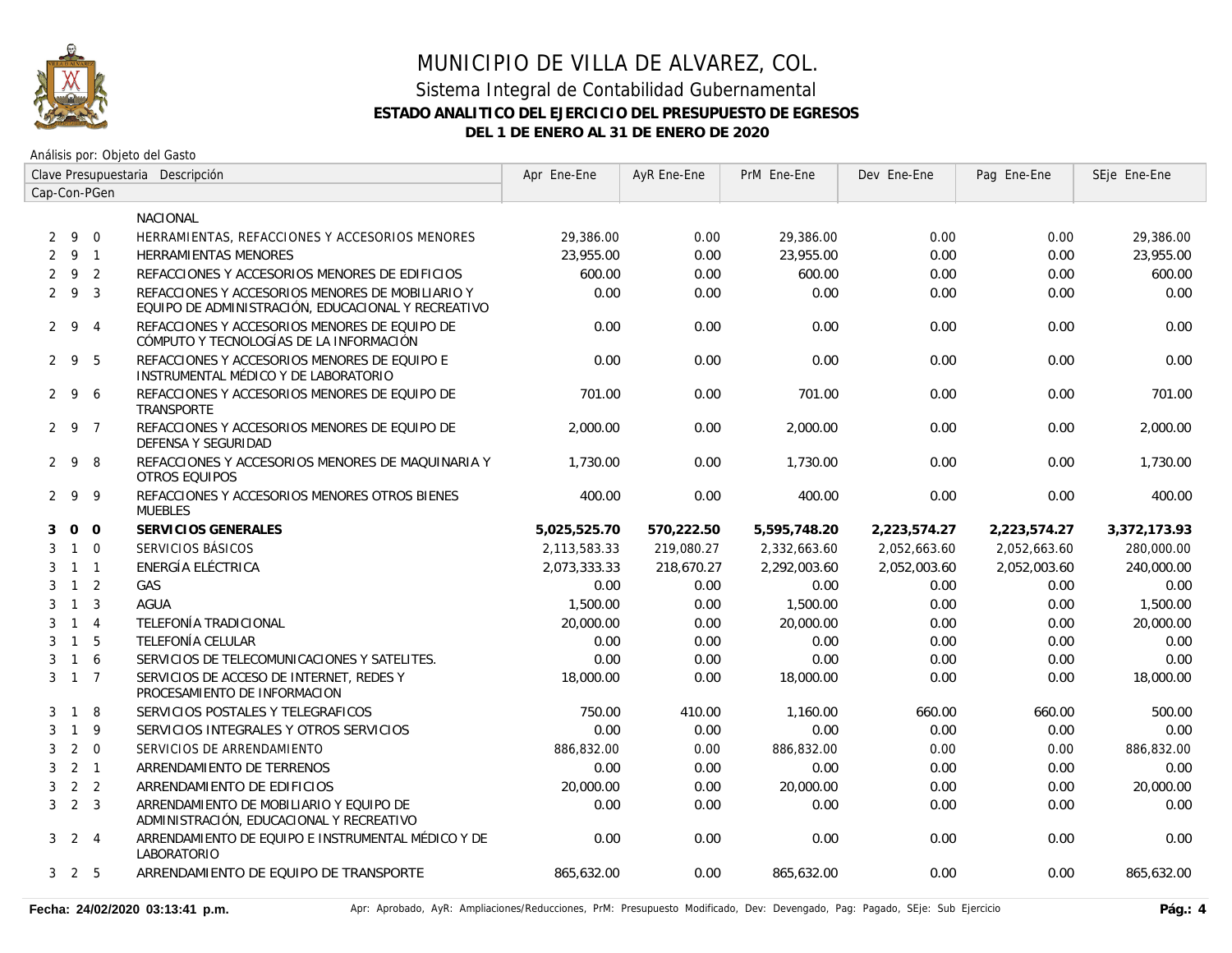# MUNICIPIO DE VILLA DE ALVAREZ, COL.

## Sistema Integral de Contabilidad Gubernamental

### ESTADO ANALITICO DEL EJERCICIO DEL PRESUPUESTO DE EGRESOS

### DEL 1 DE ENERO AL 31 DE ENERO DE 2020

Análisis por: Objeto del Gasto

| Clave Presupuestaria Cap-Con-PGen | | | Descripción | Apr Ene-Ene | AyR Ene-Ene | PrM Ene-Ene | Dev Ene-Ene | Pag Ene-Ene | SEje Ene-Ene |
|---|---|---|---|---|---|---|---|---|---|
| | | | NACIONAL | | | | | | |
| 2 | 9 | 0 | HERRAMIENTAS, REFACCIONES Y ACCESORIOS MENORES | 29,386.00 | 0.00 | 29,386.00 | 0.00 | 0.00 | 29,386.00 |
| 2 | 9 | 1 | HERRAMIENTAS MENORES | 23,955.00 | 0.00 | 23,955.00 | 0.00 | 0.00 | 23,955.00 |
| 2 | 9 | 2 | REFACCIONES Y ACCESORIOS MENORES DE EDIFICIOS | 600.00 | 0.00 | 600.00 | 0.00 | 0.00 | 600.00 |
| 2 | 9 | 3 | REFACCIONES Y ACCESORIOS MENORES DE MOBILIARIO Y EQUIPO DE ADMINISTRACIÓN, EDUCACIONAL Y RECREATIVO | 0.00 | 0.00 | 0.00 | 0.00 | 0.00 | 0.00 |
| 2 | 9 | 4 | REFACCIONES Y ACCESORIOS MENORES DE EQUIPO DE CÓMPUTO Y TECNOLOGÍAS DE LA INFORMACIÓN | 0.00 | 0.00 | 0.00 | 0.00 | 0.00 | 0.00 |
| 2 | 9 | 5 | REFACCIONES Y ACCESORIOS MENORES DE EQUIPO E INSTRUMENTAL MÉDICO Y DE LABORATORIO | 0.00 | 0.00 | 0.00 | 0.00 | 0.00 | 0.00 |
| 2 | 9 | 6 | REFACCIONES Y ACCESORIOS MENORES DE EQUIPO DE TRANSPORTE | 701.00 | 0.00 | 701.00 | 0.00 | 0.00 | 701.00 |
| 2 | 9 | 7 | REFACCIONES Y ACCESORIOS MENORES DE EQUIPO DE DEFENSA Y SEGURIDAD | 2,000.00 | 0.00 | 2,000.00 | 0.00 | 0.00 | 2,000.00 |
| 2 | 9 | 8 | REFACCIONES Y ACCESORIOS MENORES DE MAQUINARIA Y OTROS EQUIPOS | 1,730.00 | 0.00 | 1,730.00 | 0.00 | 0.00 | 1,730.00 |
| 2 | 9 | 9 | REFACCIONES Y ACCESORIOS MENORES OTROS BIENES MUEBLES | 400.00 | 0.00 | 400.00 | 0.00 | 0.00 | 400.00 |
| **3** | **0** | **0** | **SERVICIOS GENERALES** | **5,025,525.70** | **570,222.50** | **5,595,748.20** | **2,223,574.27** | **2,223,574.27** | **3,372,173.93** |
| 3 | 1 | 0 | SERVICIOS BÁSICOS | 2,113,583.33 | 219,080.27 | 2,332,663.60 | 2,052,663.60 | 2,052,663.60 | 280,000.00 |
| 3 | 1 | 1 | ENERGÍA ELÉCTRICA | 2,073,333.33 | 218,670.27 | 2,292,003.60 | 2,052,003.60 | 2,052,003.60 | 240,000.00 |
| 3 | 1 | 2 | GAS | 0.00 | 0.00 | 0.00 | 0.00 | 0.00 | 0.00 |
| 3 | 1 | 3 | AGUA | 1,500.00 | 0.00 | 1,500.00 | 0.00 | 0.00 | 1,500.00 |
| 3 | 1 | 4 | TELEFONÍA TRADICIONAL | 20,000.00 | 0.00 | 20,000.00 | 0.00 | 0.00 | 20,000.00 |
| 3 | 1 | 5 | TELEFONÍA CELULAR | 0.00 | 0.00 | 0.00 | 0.00 | 0.00 | 0.00 |
| 3 | 1 | 6 | SERVICIOS DE TELECOMUNICACIONES Y SATELITES. | 0.00 | 0.00 | 0.00 | 0.00 | 0.00 | 0.00 |
| 3 | 1 | 7 | SERVICIOS DE ACCESO DE INTERNET, REDES Y PROCESAMIENTO DE INFORMACION | 18,000.00 | 0.00 | 18,000.00 | 0.00 | 0.00 | 18,000.00 |
| 3 | 1 | 8 | SERVICIOS POSTALES Y TELEGRAFICOS | 750.00 | 410.00 | 1,160.00 | 660.00 | 660.00 | 500.00 |
| 3 | 1 | 9 | SERVICIOS INTEGRALES Y OTROS SERVICIOS | 0.00 | 0.00 | 0.00 | 0.00 | 0.00 | 0.00 |
| 3 | 2 | 0 | SERVICIOS DE ARRENDAMIENTO | 886,832.00 | 0.00 | 886,832.00 | 0.00 | 0.00 | 886,832.00 |
| 3 | 2 | 1 | ARRENDAMIENTO DE TERRENOS | 0.00 | 0.00 | 0.00 | 0.00 | 0.00 | 0.00 |
| 3 | 2 | 2 | ARRENDAMIENTO DE EDIFICIOS | 20,000.00 | 0.00 | 20,000.00 | 0.00 | 0.00 | 20,000.00 |
| 3 | 2 | 3 | ARRENDAMIENTO DE MOBILIARIO Y EQUIPO DE ADMINISTRACIÓN, EDUCACIONAL Y RECREATIVO | 0.00 | 0.00 | 0.00 | 0.00 | 0.00 | 0.00 |
| 3 | 2 | 4 | ARRENDAMIENTO DE EQUIPO E INSTRUMENTAL MÉDICO Y DE LABORATORIO | 0.00 | 0.00 | 0.00 | 0.00 | 0.00 | 0.00 |
| 3 | 2 | 5 | ARRENDAMIENTO DE EQUIPO DE TRANSPORTE | 865,632.00 | 0.00 | 865,632.00 | 0.00 | 0.00 | 865,632.00 |

Fecha: 24/02/2020 03:13:41 p.m.

Apr: Aprobado, AyR: Ampliaciones/Reducciones, PrM: Presupuesto Modificado, Dev: Devengado, Pag: Pagado, SEje: Sub Ejercicio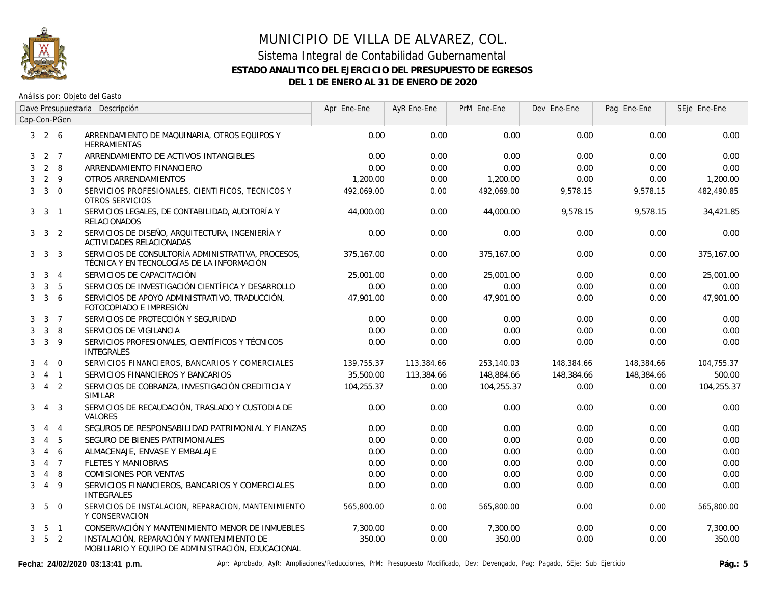# MUNICIPIO DE VILLA DE ALVAREZ, COL.

## Sistema Integral de Contabilidad Gubernamental

### ESTADO ANALITICO DEL EJERCICIO DEL PRESUPUESTO DE EGRESOS

### DEL 1 DE ENERO AL 31 DE ENERO DE 2020

Análisis por: Objeto del Gasto

| Clave Presupuestaria Cap-Con-PGen | Descripción | Apr Ene-Ene | AyR Ene-Ene | PrM Ene-Ene | Dev Ene-Ene | Pag Ene-Ene | SEje Ene-Ene |
|---|---|---|---|---|---|---|---|
| 3 2 6 | ARRENDAMIENTO DE MAQUINARIA, OTROS EQUIPOS Y HERRAMIENTAS | 0.00 | 0.00 | 0.00 | 0.00 | 0.00 | 0.00 |
| 3 2 7 | ARRENDAMIENTO DE ACTIVOS INTANGIBLES | 0.00 | 0.00 | 0.00 | 0.00 | 0.00 | 0.00 |
| 3 2 8 | ARRENDAMIENTO FINANCIERO | 0.00 | 0.00 | 0.00 | 0.00 | 0.00 | 0.00 |
| 3 2 9 | OTROS ARRENDAMIENTOS | 1,200.00 | 0.00 | 1,200.00 | 0.00 | 0.00 | 1,200.00 |
| 3 3 0 | SERVICIOS PROFESIONALES, CIENTIFICOS, TECNICOS Y OTROS SERVICIOS | 492,069.00 | 0.00 | 492,069.00 | 9,578.15 | 9,578.15 | 482,490.85 |
| 3 3 1 | SERVICIOS LEGALES, DE CONTABILIDAD, AUDITORÍA Y RELACIONADOS | 44,000.00 | 0.00 | 44,000.00 | 9,578.15 | 9,578.15 | 34,421.85 |
| 3 3 2 | SERVICIOS DE DISEÑO, ARQUITECTURA, INGENIERÍA Y ACTIVIDADES RELACIONADAS | 0.00 | 0.00 | 0.00 | 0.00 | 0.00 | 0.00 |
| 3 3 3 | SERVICIOS DE CONSULTORÍA ADMINISTRATIVA, PROCESOS, TÉCNICA Y EN TECNOLOGÍAS DE LA INFORMACIÓN | 375,167.00 | 0.00 | 375,167.00 | 0.00 | 0.00 | 375,167.00 |
| 3 3 4 | SERVICIOS DE CAPACITACIÓN | 25,001.00 | 0.00 | 25,001.00 | 0.00 | 0.00 | 25,001.00 |
| 3 3 5 | SERVICIOS DE INVESTIGACIÓN CIENTÍFICA Y DESARROLLO | 0.00 | 0.00 | 0.00 | 0.00 | 0.00 | 0.00 |
| 3 3 6 | SERVICIOS DE APOYO ADMINISTRATIVO, TRADUCCIÓN, FOTOCOPIADO E IMPRESIÓN | 47,901.00 | 0.00 | 47,901.00 | 0.00 | 0.00 | 47,901.00 |
| 3 3 7 | SERVICIOS DE PROTECCIÓN Y SEGURIDAD | 0.00 | 0.00 | 0.00 | 0.00 | 0.00 | 0.00 |
| 3 3 8 | SERVICIOS DE VIGILANCIA | 0.00 | 0.00 | 0.00 | 0.00 | 0.00 | 0.00 |
| 3 3 9 | SERVICIOS PROFESIONALES, CIENTÍFICOS Y TÉCNICOS INTEGRALES | 0.00 | 0.00 | 0.00 | 0.00 | 0.00 | 0.00 |
| 3 4 0 | SERVICIOS FINANCIEROS, BANCARIOS Y COMERCIALES | 139,755.37 | 113,384.66 | 253,140.03 | 148,384.66 | 148,384.66 | 104,755.37 |
| 3 4 1 | SERVICIOS FINANCIEROS Y BANCARIOS | 35,500.00 | 113,384.66 | 148,884.66 | 148,384.66 | 148,384.66 | 500.00 |
| 3 4 2 | SERVICIOS DE COBRANZA, INVESTIGACIÓN CREDITICIA Y SIMILAR | 104,255.37 | 0.00 | 104,255.37 | 0.00 | 0.00 | 104,255.37 |
| 3 4 3 | SERVICIOS DE RECAUDACIÓN, TRASLADO Y CUSTODIA DE VALORES | 0.00 | 0.00 | 0.00 | 0.00 | 0.00 | 0.00 |
| 3 4 4 | SEGUROS DE RESPONSABILIDAD PATRIMONIAL Y FIANZAS | 0.00 | 0.00 | 0.00 | 0.00 | 0.00 | 0.00 |
| 3 4 5 | SEGURO DE BIENES PATRIMONIALES | 0.00 | 0.00 | 0.00 | 0.00 | 0.00 | 0.00 |
| 3 4 6 | ALMACENAJE, ENVASE Y EMBALAJE | 0.00 | 0.00 | 0.00 | 0.00 | 0.00 | 0.00 |
| 3 4 7 | FLETES Y MANIOBRAS | 0.00 | 0.00 | 0.00 | 0.00 | 0.00 | 0.00 |
| 3 4 8 | COMISIONES POR VENTAS | 0.00 | 0.00 | 0.00 | 0.00 | 0.00 | 0.00 |
| 3 4 9 | SERVICIOS FINANCIEROS, BANCARIOS Y COMERCIALES INTEGRALES | 0.00 | 0.00 | 0.00 | 0.00 | 0.00 | 0.00 |
| 3 5 0 | SERVICIOS DE INSTALACION, REPARACION, MANTENIMIENTO Y CONSERVACION | 565,800.00 | 0.00 | 565,800.00 | 0.00 | 0.00 | 565,800.00 |
| 3 5 1 | CONSERVACIÓN Y MANTENIMIENTO MENOR DE INMUEBLES | 7,300.00 | 0.00 | 7,300.00 | 0.00 | 0.00 | 7,300.00 |
| 3 5 2 | INSTALACIÓN, REPARACIÓN Y MANTENIMIENTO DE MOBILIARIO Y EQUIPO DE ADMINISTRACIÓN, EDUCACIONAL | 350.00 | 0.00 | 350.00 | 0.00 | 0.00 | 350.00 |

Fecha: 24/02/2020 03:13:41 p.m.

Apr: Aprobado, AyR: Ampliaciones/Reducciones, PrM: Presupuesto Modificado, Dev: Devengado, Pag: Pagado, SEje: Sub Ejercicio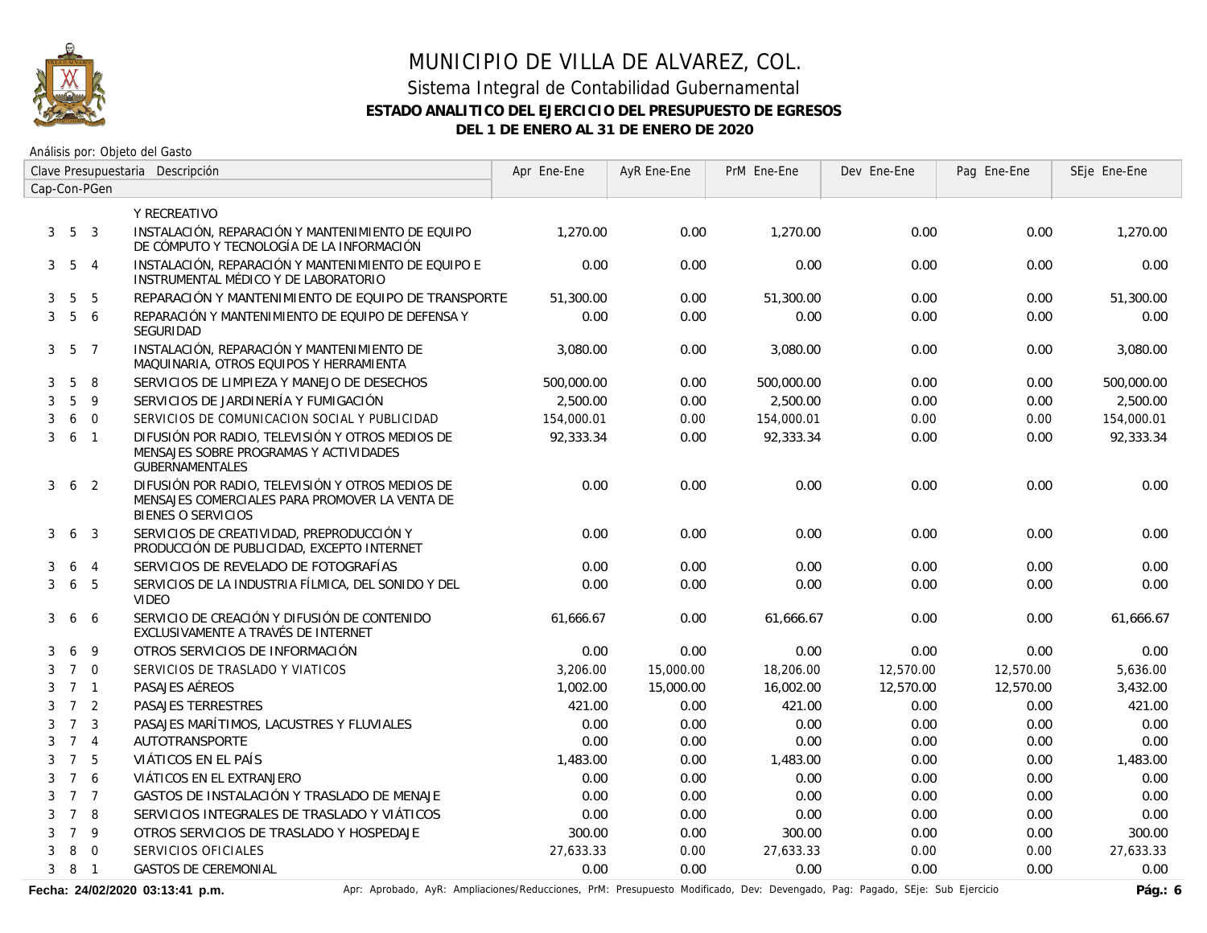# MUNICIPIO DE VILLA DE ALVAREZ, COL.

## Sistema Integral de Contabilidad Gubernamental

### ESTADO ANALITICO DEL EJERCICIO DEL PRESUPUESTO DE EGRESOS

### DEL 1 DE ENERO AL 31 DE ENERO DE 2020

Análisis por: Objeto del Gasto

| Clave Presupuestaria Cap-Con-PGen | | | Descripción | Apr Ene-Ene | AyR Ene-Ene | PrM Ene-Ene | Dev Ene-Ene | Pag Ene-Ene | SEje Ene-Ene |
|---|---|---|---|---|---|---|---|---|---|
| | | | Y RECREATIVO | | | | | | |
| 3 | 5 | 3 | INSTALACIÓN, REPARACIÓN Y MANTENIMIENTO DE EQUIPO DE CÓMPUTO Y TECNOLOGÍA DE LA INFORMACIÓN | 1,270.00 | 0.00 | 1,270.00 | 0.00 | 0.00 | 1,270.00 |
| 3 | 5 | 4 | INSTALACIÓN, REPARACIÓN Y MANTENIMIENTO DE EQUIPO E INSTRUMENTAL MÉDICO Y DE LABORATORIO | 0.00 | 0.00 | 0.00 | 0.00 | 0.00 | 0.00 |
| 3 | 5 | 5 | REPARACIÓN Y MANTENIMIENTO DE EQUIPO DE TRANSPORTE | 51,300.00 | 0.00 | 51,300.00 | 0.00 | 0.00 | 51,300.00 |
| 3 | 5 | 6 | REPARACIÓN Y MANTENIMIENTO DE EQUIPO DE DEFENSA Y SEGURIDAD | 0.00 | 0.00 | 0.00 | 0.00 | 0.00 | 0.00 |
| 3 | 5 | 7 | INSTALACIÓN, REPARACIÓN Y MANTENIMIENTO DE MAQUINARIA, OTROS EQUIPOS Y HERRAMIENTA | 3,080.00 | 0.00 | 3,080.00 | 0.00 | 0.00 | 3,080.00 |
| 3 | 5 | 8 | SERVICIOS DE LIMPIEZA Y MANEJO DE DESECHOS | 500,000.00 | 0.00 | 500,000.00 | 0.00 | 0.00 | 500,000.00 |
| 3 | 5 | 9 | SERVICIOS DE JARDINERÍA Y FUMIGACIÓN | 2,500.00 | 0.00 | 2,500.00 | 0.00 | 0.00 | 2,500.00 |
| 3 | 6 | 0 | SERVICIOS DE COMUNICACION SOCIAL Y PUBLICIDAD | 154,000.01 | 0.00 | 154,000.01 | 0.00 | 0.00 | 154,000.01 |
| 3 | 6 | 1 | DIFUSIÓN POR RADIO, TELEVISIÓN Y OTROS MEDIOS DE MENSAJES SOBRE PROGRAMAS Y ACTIVIDADES GUBERNAMENTALES | 92,333.34 | 0.00 | 92,333.34 | 0.00 | 0.00 | 92,333.34 |
| 3 | 6 | 2 | DIFUSIÓN POR RADIO, TELEVISIÓN Y OTROS MEDIOS DE MENSAJES COMERCIALES PARA PROMOVER LA VENTA DE BIENES O SERVICIOS | 0.00 | 0.00 | 0.00 | 0.00 | 0.00 | 0.00 |
| 3 | 6 | 3 | SERVICIOS DE CREATIVIDAD, PREPRODUCCIÓN Y PRODUCCIÓN DE PUBLICIDAD, EXCEPTO INTERNET | 0.00 | 0.00 | 0.00 | 0.00 | 0.00 | 0.00 |
| 3 | 6 | 4 | SERVICIOS DE REVELADO DE FOTOGRAFÍAS | 0.00 | 0.00 | 0.00 | 0.00 | 0.00 | 0.00 |
| 3 | 6 | 5 | SERVICIOS DE LA INDUSTRIA FÍLMICA, DEL SONIDO Y DEL VIDEO | 0.00 | 0.00 | 0.00 | 0.00 | 0.00 | 0.00 |
| 3 | 6 | 6 | SERVICIO DE CREACIÓN Y DIFUSIÓN DE CONTENIDO EXCLUSIVAMENTE A TRAVÉS DE INTERNET | 61,666.67 | 0.00 | 61,666.67 | 0.00 | 0.00 | 61,666.67 |
| 3 | 6 | 9 | OTROS SERVICIOS DE INFORMACIÓN | 0.00 | 0.00 | 0.00 | 0.00 | 0.00 | 0.00 |
| 3 | 7 | 0 | SERVICIOS DE TRASLADO Y VIATICOS | 3,206.00 | 15,000.00 | 18,206.00 | 12,570.00 | 12,570.00 | 5,636.00 |
| 3 | 7 | 1 | PASAJES AÉREOS | 1,002.00 | 15,000.00 | 16,002.00 | 12,570.00 | 12,570.00 | 3,432.00 |
| 3 | 7 | 2 | PASAJES TERRESTRES | 421.00 | 0.00 | 421.00 | 0.00 | 0.00 | 421.00 |
| 3 | 7 | 3 | PASAJES MARÍTIMOS, LACUSTRES Y FLUVIALES | 0.00 | 0.00 | 0.00 | 0.00 | 0.00 | 0.00 |
| 3 | 7 | 4 | AUTOTRANSPORTE | 0.00 | 0.00 | 0.00 | 0.00 | 0.00 | 0.00 |
| 3 | 7 | 5 | VIÁTICOS EN EL PAÍS | 1,483.00 | 0.00 | 1,483.00 | 0.00 | 0.00 | 1,483.00 |
| 3 | 7 | 6 | VIÁTICOS EN EL EXTRANJERO | 0.00 | 0.00 | 0.00 | 0.00 | 0.00 | 0.00 |
| 3 | 7 | 7 | GASTOS DE INSTALACIÓN Y TRASLADO DE MENAJE | 0.00 | 0.00 | 0.00 | 0.00 | 0.00 | 0.00 |
| 3 | 7 | 8 | SERVICIOS INTEGRALES DE TRASLADO Y VIÁTICOS | 0.00 | 0.00 | 0.00 | 0.00 | 0.00 | 0.00 |
| 3 | 7 | 9 | OTROS SERVICIOS DE TRASLADO Y HOSPEDAJE | 300.00 | 0.00 | 300.00 | 0.00 | 0.00 | 300.00 |
| 3 | 8 | 0 | SERVICIOS OFICIALES | 27,633.33 | 0.00 | 27,633.33 | 0.00 | 0.00 | 27,633.33 |
| 3 | 8 | 1 | GASTOS DE CEREMONIAL | 0.00 | 0.00 | 0.00 | 0.00 | 0.00 | 0.00 |

**Fecha: 24/02/2020 03:13:41 p.m.**

Apr: Aprobado, AyR: Ampliaciones/Reducciones, PrM: Presupuesto Modificado, Dev: Devengado, Pag: Pagado, SEje: Sub Ejercicio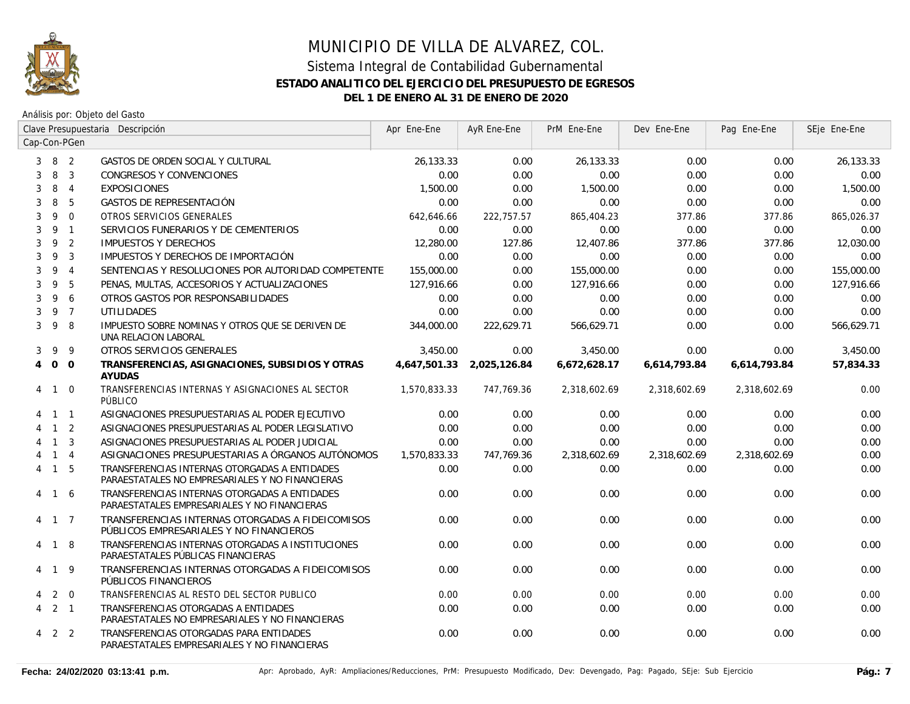# MUNICIPIO DE VILLA DE ALVAREZ, COL.

## Sistema Integral de Contabilidad Gubernamental

### ESTADO ANALITICO DEL EJERCICIO DEL PRESUPUESTO DE EGRESOS

### DEL 1 DE ENERO AL 31 DE ENERO DE 2020

Análisis por: Objeto del Gasto

| Clave Presupuestaria Cap-Con-PGen | Descripción | Apr Ene-Ene | AyR Ene-Ene | PrM Ene-Ene | Dev Ene-Ene | Pag Ene-Ene | SEje Ene-Ene |
|---|---|---|---|---|---|---|---|
| 3 8 2 | GASTOS DE ORDEN SOCIAL Y CULTURAL | 26,133.33 | 0.00 | 26,133.33 | 0.00 | 0.00 | 26,133.33 |
| 3 8 3 | CONGRESOS Y CONVENCIONES | 0.00 | 0.00 | 0.00 | 0.00 | 0.00 | 0.00 |
| 3 8 4 | EXPOSICIONES | 1,500.00 | 0.00 | 1,500.00 | 0.00 | 0.00 | 1,500.00 |
| 3 8 5 | GASTOS DE REPRESENTACIÓN | 0.00 | 0.00 | 0.00 | 0.00 | 0.00 | 0.00 |
| 3 9 0 | OTROS SERVICIOS GENERALES | 642,646.66 | 222,757.57 | 865,404.23 | 377.86 | 377.86 | 865,026.37 |
| 3 9 1 | SERVICIOS FUNERARIOS Y DE CEMENTERIOS | 0.00 | 0.00 | 0.00 | 0.00 | 0.00 | 0.00 |
| 3 9 2 | IMPUESTOS Y DERECHOS | 12,280.00 | 127.86 | 12,407.86 | 377.86 | 377.86 | 12,030.00 |
| 3 9 3 | IMPUESTOS Y DERECHOS DE IMPORTACIÓN | 0.00 | 0.00 | 0.00 | 0.00 | 0.00 | 0.00 |
| 3 9 4 | SENTENCIAS Y RESOLUCIONES POR AUTORIDAD COMPETENTE | 155,000.00 | 0.00 | 155,000.00 | 0.00 | 0.00 | 155,000.00 |
| 3 9 5 | PENAS, MULTAS, ACCESORIOS Y ACTUALIZACIONES | 127,916.66 | 0.00 | 127,916.66 | 0.00 | 0.00 | 127,916.66 |
| 3 9 6 | OTROS GASTOS POR RESPONSABILIDADES | 0.00 | 0.00 | 0.00 | 0.00 | 0.00 | 0.00 |
| 3 9 7 | UTILIDADES | 0.00 | 0.00 | 0.00 | 0.00 | 0.00 | 0.00 |
| 3 9 8 | IMPUESTO SOBRE NOMINAS Y OTROS QUE SE DERIVEN DE UNA RELACION LABORAL | 344,000.00 | 222,629.71 | 566,629.71 | 0.00 | 0.00 | 566,629.71 |
| 3 9 9 | OTROS SERVICIOS GENERALES | 3,450.00 | 0.00 | 3,450.00 | 0.00 | 0.00 | 3,450.00 |
| **4 0 0** | **TRANSFERENCIAS, ASIGNACIONES, SUBSIDIOS Y OTRAS AYUDAS** | **4,647,501.33** | **2,025,126.84** | **6,672,628.17** | **6,614,793.84** | **6,614,793.84** | **57,834.33** |
| 4 1 0 | TRANSFERENCIAS INTERNAS Y ASIGNACIONES AL SECTOR PÚBLICO | 1,570,833.33 | 747,769.36 | 2,318,602.69 | 2,318,602.69 | 2,318,602.69 | 0.00 |
| 4 1 1 | ASIGNACIONES PRESUPUESTARIAS AL PODER EJECUTIVO | 0.00 | 0.00 | 0.00 | 0.00 | 0.00 | 0.00 |
| 4 1 2 | ASIGNACIONES PRESUPUESTARIAS AL PODER LEGISLATIVO | 0.00 | 0.00 | 0.00 | 0.00 | 0.00 | 0.00 |
| 4 1 3 | ASIGNACIONES PRESUPUESTARIAS AL PODER JUDICIAL | 0.00 | 0.00 | 0.00 | 0.00 | 0.00 | 0.00 |
| 4 1 4 | ASIGNACIONES PRESUPUESTARIAS A ÓRGANOS AUTÓNOMOS | 1,570,833.33 | 747,769.36 | 2,318,602.69 | 2,318,602.69 | 2,318,602.69 | 0.00 |
| 4 1 5 | TRANSFERENCIAS INTERNAS OTORGADAS A ENTIDADES PARAESTATALES NO EMPRESARIALES Y NO FINANCIERAS | 0.00 | 0.00 | 0.00 | 0.00 | 0.00 | 0.00 |
| 4 1 6 | TRANSFERENCIAS INTERNAS OTORGADAS A ENTIDADES PARAESTATALES EMPRESARIALES Y NO FINANCIERAS | 0.00 | 0.00 | 0.00 | 0.00 | 0.00 | 0.00 |
| 4 1 7 | TRANSFERENCIAS INTERNAS OTORGADAS A FIDEICOMISOS PÚBLICOS EMPRESARIALES Y NO FINANCIEROS | 0.00 | 0.00 | 0.00 | 0.00 | 0.00 | 0.00 |
| 4 1 8 | TRANSFERENCIAS INTERNAS OTORGADAS A INSTITUCIONES PARAESTATALES PÚBLICAS FINANCIERAS | 0.00 | 0.00 | 0.00 | 0.00 | 0.00 | 0.00 |
| 4 1 9 | TRANSFERENCIAS INTERNAS OTORGADAS A FIDEICOMISOS PÚBLICOS FINANCIEROS | 0.00 | 0.00 | 0.00 | 0.00 | 0.00 | 0.00 |
| 4 2 0 | TRANSFERENCIAS AL RESTO DEL SECTOR PUBLICO | 0.00 | 0.00 | 0.00 | 0.00 | 0.00 | 0.00 |
| 4 2 1 | TRANSFERENCIAS OTORGADAS A ENTIDADES PARAESTATALES NO EMPRESARIALES Y NO FINANCIERAS | 0.00 | 0.00 | 0.00 | 0.00 | 0.00 | 0.00 |
| 4 2 2 | TRANSFERENCIAS OTORGADAS PARA ENTIDADES PARAESTATALES EMPRESARIALES Y NO FINANCIERAS | 0.00 | 0.00 | 0.00 | 0.00 | 0.00 | 0.00 |

**Fecha: 24/02/2020 03:13:41 p.m.** Apr: Aprobado, AyR: Ampliaciones/Reducciones, PrM: Presupuesto Modificado, Dev: Devengado, Pag: Pagado, SEje: Sub Ejercicio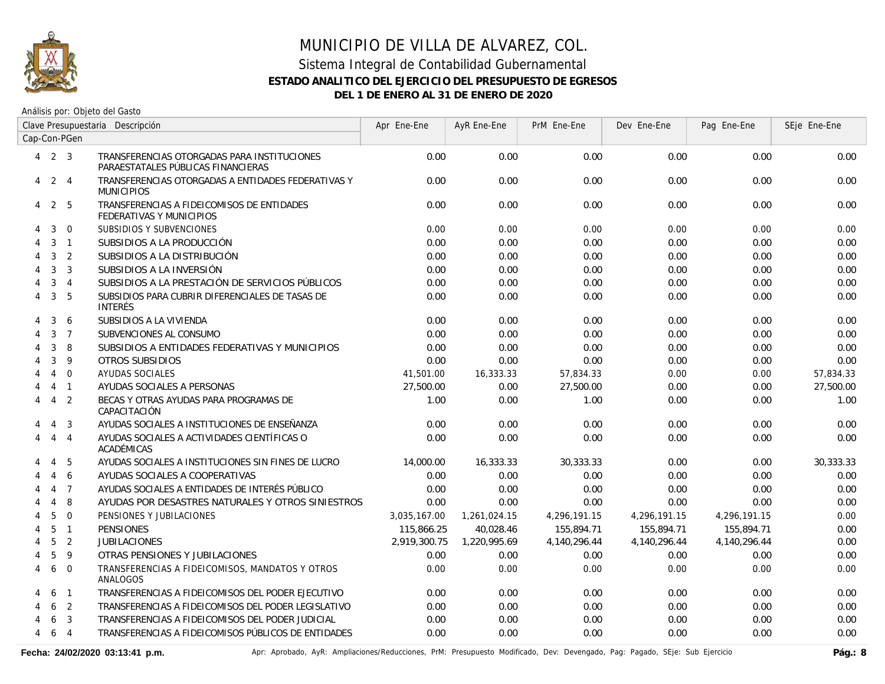# MUNICIPIO DE VILLA DE ALVAREZ, COL.

## Sistema Integral de Contabilidad Gubernamental

### ESTADO ANALITICO DEL EJERCICIO DEL PRESUPUESTO DE EGRESOS

### DEL 1 DE ENERO AL 31 DE ENERO DE 2020

Análisis por: Objeto del Gasto

| Clave Presupuestaria Cap-Con-PGen | Descripción | Apr Ene-Ene | AyR Ene-Ene | PrM Ene-Ene | Dev Ene-Ene | Pag Ene-Ene | SEje Ene-Ene |
|---|---|---|---|---|---|---|---|
| 4 2 3 | TRANSFERENCIAS OTORGADAS PARA INSTITUCIONES PARAESTATALES PÚBLICAS FINANCIERAS | 0.00 | 0.00 | 0.00 | 0.00 | 0.00 | 0.00 |
| 4 2 4 | TRANSFERENCIAS OTORGADAS A ENTIDADES FEDERATIVAS Y MUNICIPIOS | 0.00 | 0.00 | 0.00 | 0.00 | 0.00 | 0.00 |
| 4 2 5 | TRANSFERENCIAS A FIDEICOMISOS DE ENTIDADES FEDERATIVAS Y MUNICIPIOS | 0.00 | 0.00 | 0.00 | 0.00 | 0.00 | 0.00 |
| 4 3 0 | SUBSIDIOS Y SUBVENCIONES | 0.00 | 0.00 | 0.00 | 0.00 | 0.00 | 0.00 |
| 4 3 1 | SUBSIDIOS A LA PRODUCCIÓN | 0.00 | 0.00 | 0.00 | 0.00 | 0.00 | 0.00 |
| 4 3 2 | SUBSIDIOS A LA DISTRIBUCIÓN | 0.00 | 0.00 | 0.00 | 0.00 | 0.00 | 0.00 |
| 4 3 3 | SUBSIDIOS A LA INVERSIÓN | 0.00 | 0.00 | 0.00 | 0.00 | 0.00 | 0.00 |
| 4 3 4 | SUBSIDIOS A LA PRESTACIÓN DE SERVICIOS PÚBLICOS | 0.00 | 0.00 | 0.00 | 0.00 | 0.00 | 0.00 |
| 4 3 5 | SUBSIDIOS PARA CUBRIR DIFERENCIALES DE TASAS DE INTERÉS | 0.00 | 0.00 | 0.00 | 0.00 | 0.00 | 0.00 |
| 4 3 6 | SUBSIDIOS A LA VIVIENDA | 0.00 | 0.00 | 0.00 | 0.00 | 0.00 | 0.00 |
| 4 3 7 | SUBVENCIONES AL CONSUMO | 0.00 | 0.00 | 0.00 | 0.00 | 0.00 | 0.00 |
| 4 3 8 | SUBSIDIOS A ENTIDADES FEDERATIVAS Y MUNICIPIOS | 0.00 | 0.00 | 0.00 | 0.00 | 0.00 | 0.00 |
| 4 3 9 | OTROS SUBSIDIOS | 0.00 | 0.00 | 0.00 | 0.00 | 0.00 | 0.00 |
| 4 4 0 | AYUDAS SOCIALES | 41,501.00 | 16,333.33 | 57,834.33 | 0.00 | 0.00 | 57,834.33 |
| 4 4 1 | AYUDAS SOCIALES A PERSONAS | 27,500.00 | 0.00 | 27,500.00 | 0.00 | 0.00 | 27,500.00 |
| 4 4 2 | BECAS Y OTRAS AYUDAS PARA PROGRAMAS DE CAPACITACIÓN | 1.00 | 0.00 | 1.00 | 0.00 | 0.00 | 1.00 |
| 4 4 3 | AYUDAS SOCIALES A INSTITUCIONES DE ENSEÑANZA | 0.00 | 0.00 | 0.00 | 0.00 | 0.00 | 0.00 |
| 4 4 4 | AYUDAS SOCIALES A ACTIVIDADES CIENTÍFICAS O ACADÉMICAS | 0.00 | 0.00 | 0.00 | 0.00 | 0.00 | 0.00 |
| 4 4 5 | AYUDAS SOCIALES A INSTITUCIONES SIN FINES DE LUCRO | 14,000.00 | 16,333.33 | 30,333.33 | 0.00 | 0.00 | 30,333.33 |
| 4 4 6 | AYUDAS SOCIALES A COOPERATIVAS | 0.00 | 0.00 | 0.00 | 0.00 | 0.00 | 0.00 |
| 4 4 7 | AYUDAS SOCIALES A ENTIDADES DE INTERÉS PÚBLICO | 0.00 | 0.00 | 0.00 | 0.00 | 0.00 | 0.00 |
| 4 4 8 | AYUDAS POR DESASTRES NATURALES Y OTROS SINIESTROS | 0.00 | 0.00 | 0.00 | 0.00 | 0.00 | 0.00 |
| 4 5 0 | PENSIONES Y JUBILACIONES | 3,035,167.00 | 1,261,024.15 | 4,296,191.15 | 4,296,191.15 | 4,296,191.15 | 0.00 |
| 4 5 1 | PENSIONES | 115,866.25 | 40,028.46 | 155,894.71 | 155,894.71 | 155,894.71 | 0.00 |
| 4 5 2 | JUBILACIONES | 2,919,300.75 | 1,220,995.69 | 4,140,296.44 | 4,140,296.44 | 4,140,296.44 | 0.00 |
| 4 5 9 | OTRAS PENSIONES Y JUBILACIONES | 0.00 | 0.00 | 0.00 | 0.00 | 0.00 | 0.00 |
| 4 6 0 | TRANSFERENCIAS A FIDEICOMISOS, MANDATOS Y OTROS ANALOGOS | 0.00 | 0.00 | 0.00 | 0.00 | 0.00 | 0.00 |
| 4 6 1 | TRANSFERENCIAS A FIDEICOMISOS DEL PODER EJECUTIVO | 0.00 | 0.00 | 0.00 | 0.00 | 0.00 | 0.00 |
| 4 6 2 | TRANSFERENCIAS A FIDEICOMISOS DEL PODER LEGISLATIVO | 0.00 | 0.00 | 0.00 | 0.00 | 0.00 | 0.00 |
| 4 6 3 | TRANSFERENCIAS A FIDEICOMISOS DEL PODER JUDICIAL | 0.00 | 0.00 | 0.00 | 0.00 | 0.00 | 0.00 |
| 4 6 4 | TRANSFERENCIAS A FIDEICOMISOS PÚBLICOS DE ENTIDADES | 0.00 | 0.00 | 0.00 | 0.00 | 0.00 | 0.00 |

Fecha: 24/02/2020 03:13:41 p.m.

Apr: Aprobado, AyR: Ampliaciones/Reducciones, PrM: Presupuesto Modificado, Dev: Devengado, Pag: Pagado, SEje: Sub Ejercicio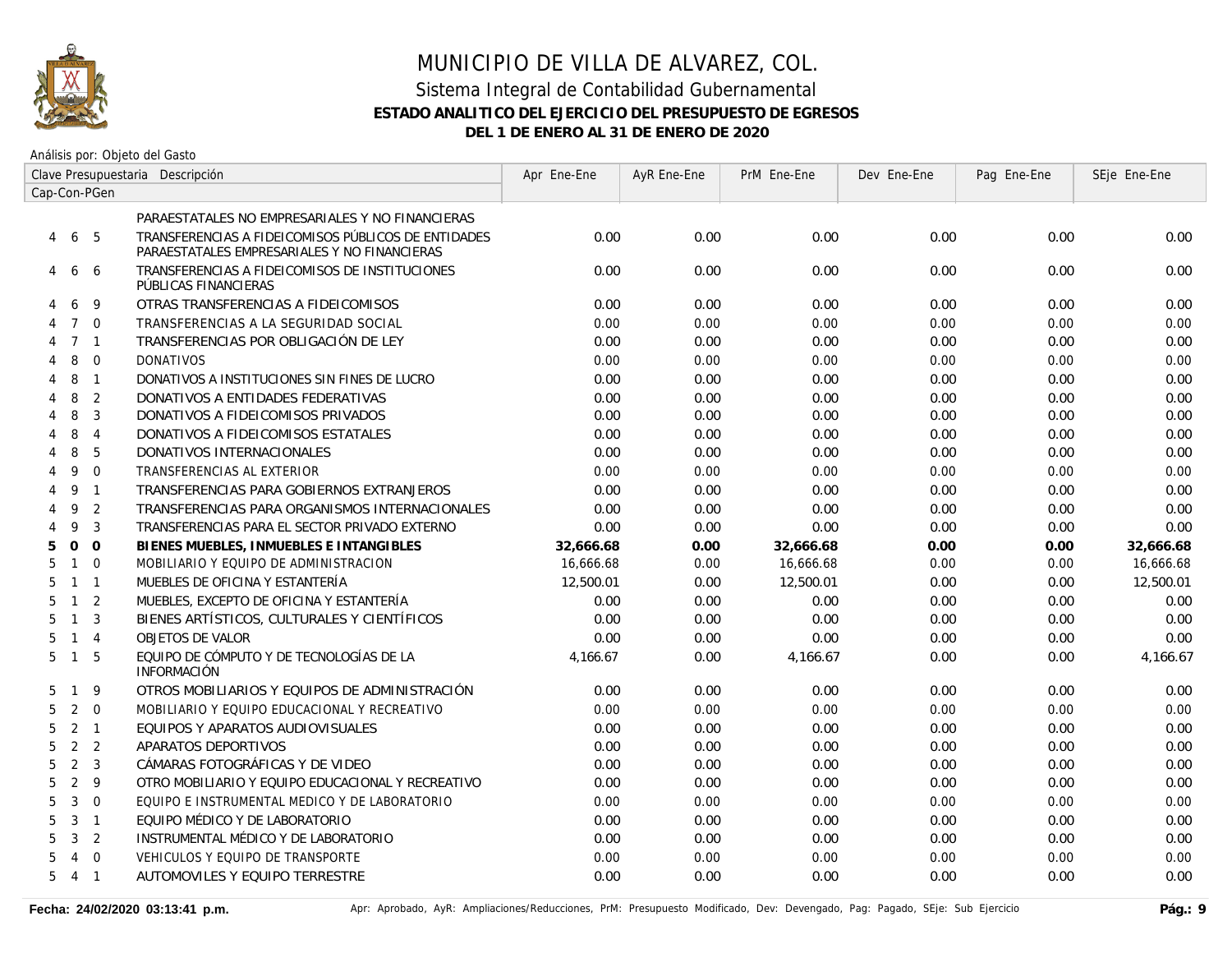# MUNICIPIO DE VILLA DE ALVAREZ, COL.

## Sistema Integral de Contabilidad Gubernamental

### ESTADO ANALITICO DEL EJERCICIO DEL PRESUPUESTO DE EGRESOS

### DEL 1 DE ENERO AL 31 DE ENERO DE 2020

Análisis por: Objeto del Gasto

| Clave Presupuestaria Cap-Con-PGen | | | Descripción | Apr Ene-Ene | AyR Ene-Ene | PrM Ene-Ene | Dev Ene-Ene | Pag Ene-Ene | SEje Ene-Ene |
|---|---|---|---|---|---|---|---|---|---|
| | | | PARAESTATALES NO EMPRESARIALES Y NO FINANCIERAS | | | | | | |
| 4 | 6 | 5 | TRANSFERENCIAS A FIDEICOMISOS PÚBLICOS DE ENTIDADES PARAESTATALES EMPRESARIALES Y NO FINANCIERAS | 0.00 | 0.00 | 0.00 | 0.00 | 0.00 | 0.00 |
| 4 | 6 | 6 | TRANSFERENCIAS A FIDEICOMISOS DE INSTITUCIONES PÚBLICAS FINANCIERAS | 0.00 | 0.00 | 0.00 | 0.00 | 0.00 | 0.00 |
| 4 | 6 | 9 | OTRAS TRANSFERENCIAS A FIDEICOMISOS | 0.00 | 0.00 | 0.00 | 0.00 | 0.00 | 0.00 |
| 4 | 7 | 0 | TRANSFERENCIAS A LA SEGURIDAD SOCIAL | 0.00 | 0.00 | 0.00 | 0.00 | 0.00 | 0.00 |
| 4 | 7 | 1 | TRANSFERENCIAS POR OBLIGACIÓN DE LEY | 0.00 | 0.00 | 0.00 | 0.00 | 0.00 | 0.00 |
| 4 | 8 | 0 | DONATIVOS | 0.00 | 0.00 | 0.00 | 0.00 | 0.00 | 0.00 |
| 4 | 8 | 1 | DONATIVOS A INSTITUCIONES SIN FINES DE LUCRO | 0.00 | 0.00 | 0.00 | 0.00 | 0.00 | 0.00 |
| 4 | 8 | 2 | DONATIVOS A ENTIDADES FEDERATIVAS | 0.00 | 0.00 | 0.00 | 0.00 | 0.00 | 0.00 |
| 4 | 8 | 3 | DONATIVOS A FIDEICOMISOS PRIVADOS | 0.00 | 0.00 | 0.00 | 0.00 | 0.00 | 0.00 |
| 4 | 8 | 4 | DONATIVOS A FIDEICOMISOS ESTATALES | 0.00 | 0.00 | 0.00 | 0.00 | 0.00 | 0.00 |
| 4 | 8 | 5 | DONATIVOS INTERNACIONALES | 0.00 | 0.00 | 0.00 | 0.00 | 0.00 | 0.00 |
| 4 | 9 | 0 | TRANSFERENCIAS AL EXTERIOR | 0.00 | 0.00 | 0.00 | 0.00 | 0.00 | 0.00 |
| 4 | 9 | 1 | TRANSFERENCIAS PARA GOBIERNOS EXTRANJEROS | 0.00 | 0.00 | 0.00 | 0.00 | 0.00 | 0.00 |
| 4 | 9 | 2 | TRANSFERENCIAS PARA ORGANISMOS INTERNACIONALES | 0.00 | 0.00 | 0.00 | 0.00 | 0.00 | 0.00 |
| 4 | 9 | 3 | TRANSFERENCIAS PARA EL SECTOR PRIVADO EXTERNO | 0.00 | 0.00 | 0.00 | 0.00 | 0.00 | 0.00 |
| **5** | **0** | **0** | **BIENES MUEBLES, INMUEBLES E INTANGIBLES** | **32,666.68** | **0.00** | **32,666.68** | **0.00** | **0.00** | **32,666.68** |
| 5 | 1 | 0 | MOBILIARIO Y EQUIPO DE ADMINISTRACION | 16,666.68 | 0.00 | 16,666.68 | 0.00 | 0.00 | 16,666.68 |
| 5 | 1 | 1 | MUEBLES DE OFICINA Y ESTANTERÍA | 12,500.01 | 0.00 | 12,500.01 | 0.00 | 0.00 | 12,500.01 |
| 5 | 1 | 2 | MUEBLES, EXCEPTO DE OFICINA Y ESTANTERÍA | 0.00 | 0.00 | 0.00 | 0.00 | 0.00 | 0.00 |
| 5 | 1 | 3 | BIENES ARTÍSTICOS, CULTURALES Y CIENTÍFICOS | 0.00 | 0.00 | 0.00 | 0.00 | 0.00 | 0.00 |
| 5 | 1 | 4 | OBJETOS DE VALOR | 0.00 | 0.00 | 0.00 | 0.00 | 0.00 | 0.00 |
| 5 | 1 | 5 | EQUIPO DE CÓMPUTO Y DE TECNOLOGÍAS DE LA INFORMACIÓN | 4,166.67 | 0.00 | 4,166.67 | 0.00 | 0.00 | 4,166.67 |
| 5 | 1 | 9 | OTROS MOBILIARIOS Y EQUIPOS DE ADMINISTRACIÓN | 0.00 | 0.00 | 0.00 | 0.00 | 0.00 | 0.00 |
| 5 | 2 | 0 | MOBILIARIO Y EQUIPO EDUCACIONAL Y RECREATIVO | 0.00 | 0.00 | 0.00 | 0.00 | 0.00 | 0.00 |
| 5 | 2 | 1 | EQUIPOS Y APARATOS AUDIOVISUALES | 0.00 | 0.00 | 0.00 | 0.00 | 0.00 | 0.00 |
| 5 | 2 | 2 | APARATOS DEPORTIVOS | 0.00 | 0.00 | 0.00 | 0.00 | 0.00 | 0.00 |
| 5 | 2 | 3 | CÁMARAS FOTOGRÁFICAS Y DE VIDEO | 0.00 | 0.00 | 0.00 | 0.00 | 0.00 | 0.00 |
| 5 | 2 | 9 | OTRO MOBILIARIO Y EQUIPO EDUCACIONAL Y RECREATIVO | 0.00 | 0.00 | 0.00 | 0.00 | 0.00 | 0.00 |
| 5 | 3 | 0 | EQUIPO E INSTRUMENTAL MEDICO Y DE LABORATORIO | 0.00 | 0.00 | 0.00 | 0.00 | 0.00 | 0.00 |
| 5 | 3 | 1 | EQUIPO MÉDICO Y DE LABORATORIO | 0.00 | 0.00 | 0.00 | 0.00 | 0.00 | 0.00 |
| 5 | 3 | 2 | INSTRUMENTAL MÉDICO Y DE LABORATORIO | 0.00 | 0.00 | 0.00 | 0.00 | 0.00 | 0.00 |
| 5 | 4 | 0 | VEHICULOS Y EQUIPO DE TRANSPORTE | 0.00 | 0.00 | 0.00 | 0.00 | 0.00 | 0.00 |
| 5 | 4 | 1 | AUTOMOVILES Y EQUIPO TERRESTRE | 0.00 | 0.00 | 0.00 | 0.00 | 0.00 | 0.00 |

**Fecha: 24/02/2020 03:13:41 p.m.** Apr: Aprobado, AyR: Ampliaciones/Reducciones, PrM: Presupuesto Modificado, Dev: Devengado, Pag: Pagado, SEje: Sub Ejercicio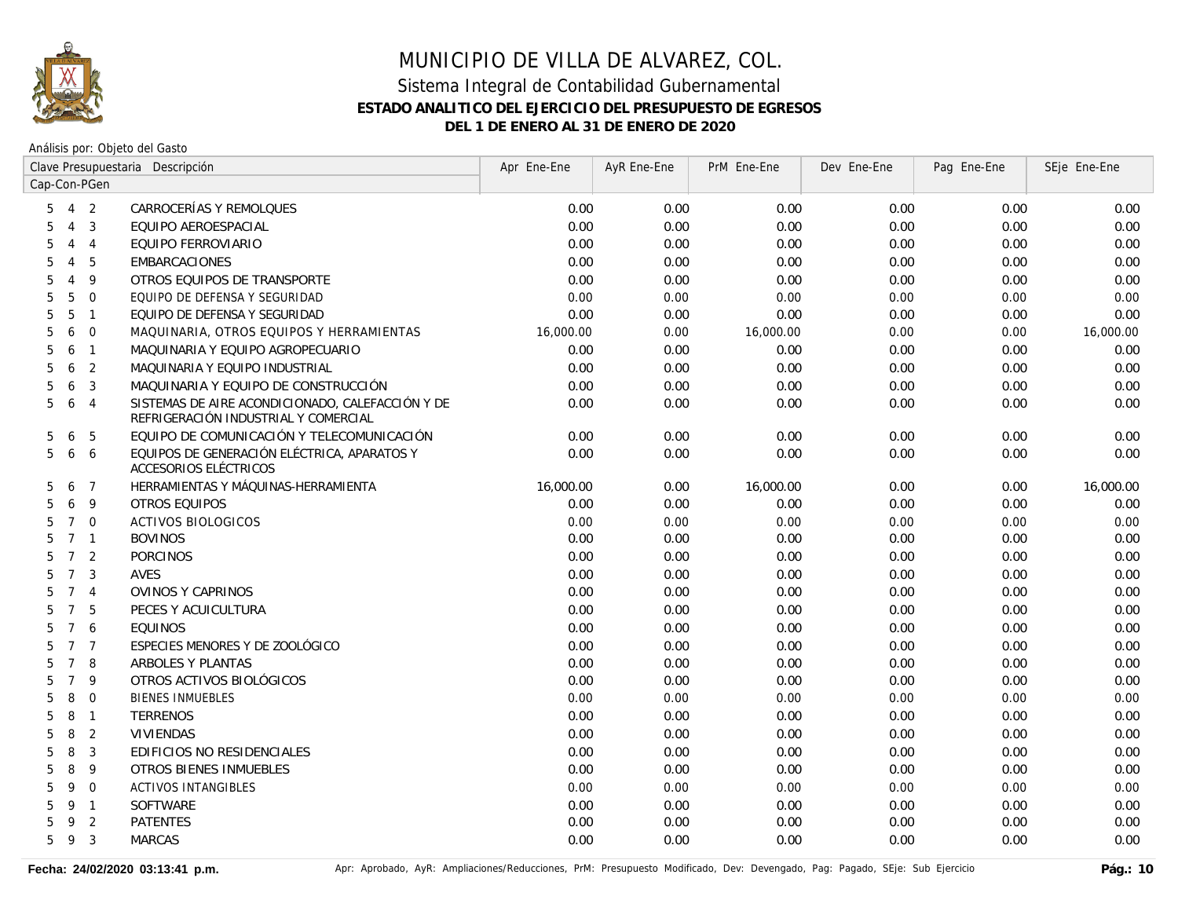# MUNICIPIO DE VILLA DE ALVAREZ, COL.

## Sistema Integral de Contabilidad Gubernamental

### ESTADO ANALITICO DEL EJERCICIO DEL PRESUPUESTO DE EGRESOS

### DEL 1 DE ENERO AL 31 DE ENERO DE 2020

Análisis por: Objeto del Gasto

| Clave Presupuestaria Cap-Con-PGen | Descripción | Apr Ene-Ene | AyR Ene-Ene | PrM Ene-Ene | Dev Ene-Ene | Pag Ene-Ene | SEje Ene-Ene |
|---|---|---|---|---|---|---|---|
| 5 4 2 | CARROCERÍAS Y REMOLQUES | 0.00 | 0.00 | 0.00 | 0.00 | 0.00 | 0.00 |
| 5 4 3 | EQUIPO AEROESPACIAL | 0.00 | 0.00 | 0.00 | 0.00 | 0.00 | 0.00 |
| 5 4 4 | EQUIPO FERROVIARIO | 0.00 | 0.00 | 0.00 | 0.00 | 0.00 | 0.00 |
| 5 4 5 | EMBARCACIONES | 0.00 | 0.00 | 0.00 | 0.00 | 0.00 | 0.00 |
| 5 4 9 | OTROS EQUIPOS DE TRANSPORTE | 0.00 | 0.00 | 0.00 | 0.00 | 0.00 | 0.00 |
| 5 5 0 | EQUIPO DE DEFENSA Y SEGURIDAD | 0.00 | 0.00 | 0.00 | 0.00 | 0.00 | 0.00 |
| 5 5 1 | EQUIPO DE DEFENSA Y SEGURIDAD | 0.00 | 0.00 | 0.00 | 0.00 | 0.00 | 0.00 |
| 5 6 0 | MAQUINARIA, OTROS EQUIPOS Y HERRAMIENTAS | 16,000.00 | 0.00 | 16,000.00 | 0.00 | 0.00 | 16,000.00 |
| 5 6 1 | MAQUINARIA Y EQUIPO AGROPECUARIO | 0.00 | 0.00 | 0.00 | 0.00 | 0.00 | 0.00 |
| 5 6 2 | MAQUINARIA Y EQUIPO INDUSTRIAL | 0.00 | 0.00 | 0.00 | 0.00 | 0.00 | 0.00 |
| 5 6 3 | MAQUINARIA Y EQUIPO DE CONSTRUCCIÓN | 0.00 | 0.00 | 0.00 | 0.00 | 0.00 | 0.00 |
| 5 6 4 | SISTEMAS DE AIRE ACONDICIONADO, CALEFACCIÓN Y DE REFRIGERACIÓN INDUSTRIAL Y COMERCIAL | 0.00 | 0.00 | 0.00 | 0.00 | 0.00 | 0.00 |
| 5 6 5 | EQUIPO DE COMUNICACIÓN Y TELECOMUNICACIÓN | 0.00 | 0.00 | 0.00 | 0.00 | 0.00 | 0.00 |
| 5 6 6 | EQUIPOS DE GENERACIÓN ELÉCTRICA, APARATOS Y ACCESORIOS ELÉCTRICOS | 0.00 | 0.00 | 0.00 | 0.00 | 0.00 | 0.00 |
| 5 6 7 | HERRAMIENTAS Y MÁQUINAS-HERRAMIENTA | 16,000.00 | 0.00 | 16,000.00 | 0.00 | 0.00 | 16,000.00 |
| 5 6 9 | OTROS EQUIPOS | 0.00 | 0.00 | 0.00 | 0.00 | 0.00 | 0.00 |
| 5 7 0 | ACTIVOS BIOLOGICOS | 0.00 | 0.00 | 0.00 | 0.00 | 0.00 | 0.00 |
| 5 7 1 | BOVINOS | 0.00 | 0.00 | 0.00 | 0.00 | 0.00 | 0.00 |
| 5 7 2 | PORCINOS | 0.00 | 0.00 | 0.00 | 0.00 | 0.00 | 0.00 |
| 5 7 3 | AVES | 0.00 | 0.00 | 0.00 | 0.00 | 0.00 | 0.00 |
| 5 7 4 | OVINOS Y CAPRINOS | 0.00 | 0.00 | 0.00 | 0.00 | 0.00 | 0.00 |
| 5 7 5 | PECES Y ACUICULTURA | 0.00 | 0.00 | 0.00 | 0.00 | 0.00 | 0.00 |
| 5 7 6 | EQUINOS | 0.00 | 0.00 | 0.00 | 0.00 | 0.00 | 0.00 |
| 5 7 7 | ESPECIES MENORES Y DE ZOOLÓGICO | 0.00 | 0.00 | 0.00 | 0.00 | 0.00 | 0.00 |
| 5 7 8 | ARBOLES Y PLANTAS | 0.00 | 0.00 | 0.00 | 0.00 | 0.00 | 0.00 |
| 5 7 9 | OTROS ACTIVOS BIOLÓGICOS | 0.00 | 0.00 | 0.00 | 0.00 | 0.00 | 0.00 |
| 5 8 0 | BIENES INMUEBLES | 0.00 | 0.00 | 0.00 | 0.00 | 0.00 | 0.00 |
| 5 8 1 | TERRENOS | 0.00 | 0.00 | 0.00 | 0.00 | 0.00 | 0.00 |
| 5 8 2 | VIVIENDAS | 0.00 | 0.00 | 0.00 | 0.00 | 0.00 | 0.00 |
| 5 8 3 | EDIFICIOS NO RESIDENCIALES | 0.00 | 0.00 | 0.00 | 0.00 | 0.00 | 0.00 |
| 5 8 9 | OTROS BIENES INMUEBLES | 0.00 | 0.00 | 0.00 | 0.00 | 0.00 | 0.00 |
| 5 9 0 | ACTIVOS INTANGIBLES | 0.00 | 0.00 | 0.00 | 0.00 | 0.00 | 0.00 |
| 5 9 1 | SOFTWARE | 0.00 | 0.00 | 0.00 | 0.00 | 0.00 | 0.00 |
| 5 9 2 | PATENTES | 0.00 | 0.00 | 0.00 | 0.00 | 0.00 | 0.00 |
| 5 9 3 | MARCAS | 0.00 | 0.00 | 0.00 | 0.00 | 0.00 | 0.00 |

Fecha: 24/02/2020 03:13:41 p.m.

Apr: Aprobado, AyR: Ampliaciones/Reducciones, PrM: Presupuesto Modificado, Dev: Devengado, Pag: Pagado, SEje: Sub Ejercicio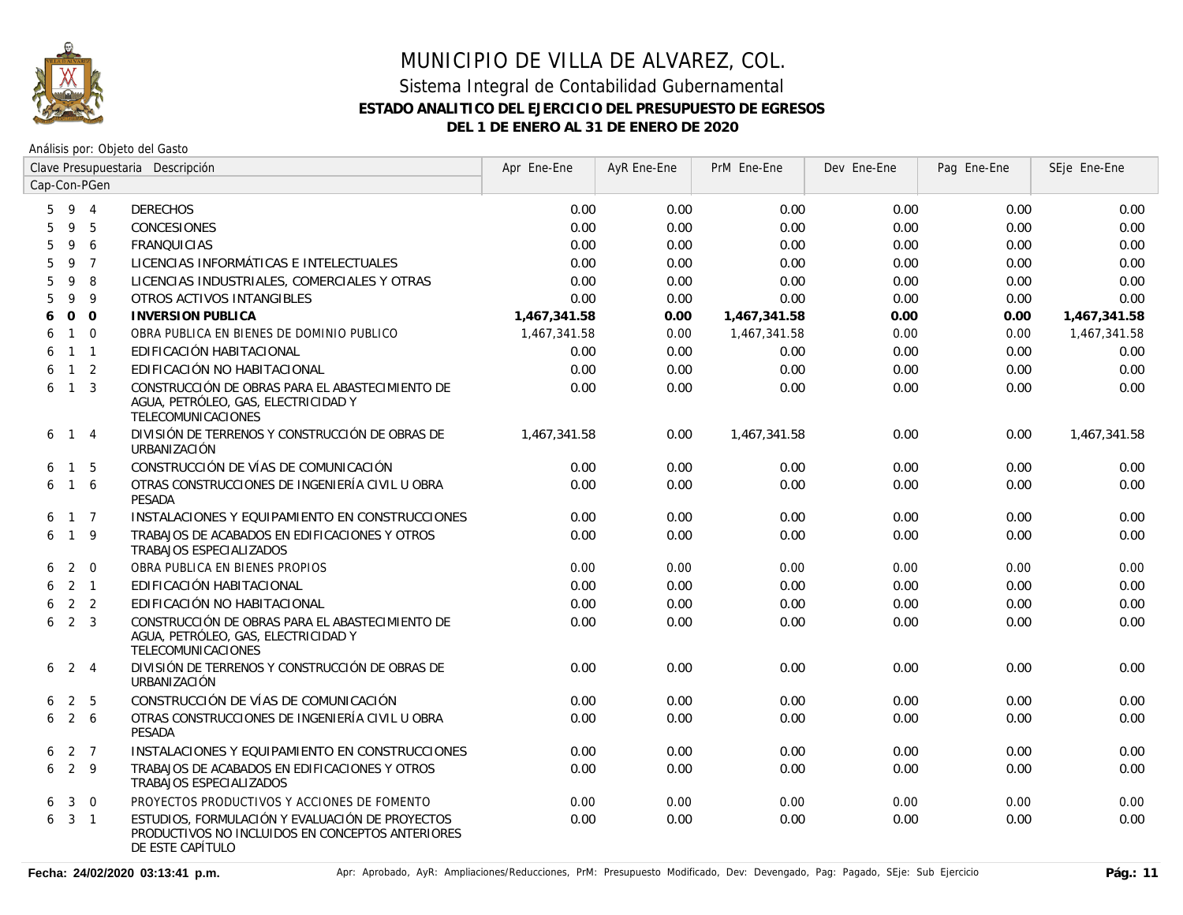# MUNICIPIO DE VILLA DE ALVAREZ, COL.

## Sistema Integral de Contabilidad Gubernamental

### ESTADO ANALITICO DEL EJERCICIO DEL PRESUPUESTO DE EGRESOS

### DEL 1 DE ENERO AL 31 DE ENERO DE 2020

Análisis por: Objeto del Gasto

| Clave Presupuestaria Cap-Con-PGen | Descripción | Apr Ene-Ene | AyR Ene-Ene | PrM Ene-Ene | Dev Ene-Ene | Pag Ene-Ene | SEje Ene-Ene |
|---|---|---|---|---|---|---|---|
| 5 9 4 | DERECHOS | 0.00 | 0.00 | 0.00 | 0.00 | 0.00 | 0.00 |
| 5 9 5 | CONCESIONES | 0.00 | 0.00 | 0.00 | 0.00 | 0.00 | 0.00 |
| 5 9 6 | FRANQUICIAS | 0.00 | 0.00 | 0.00 | 0.00 | 0.00 | 0.00 |
| 5 9 7 | LICENCIAS INFORMÁTICAS E INTELECTUALES | 0.00 | 0.00 | 0.00 | 0.00 | 0.00 | 0.00 |
| 5 9 8 | LICENCIAS INDUSTRIALES, COMERCIALES Y OTRAS | 0.00 | 0.00 | 0.00 | 0.00 | 0.00 | 0.00 |
| 5 9 9 | OTROS ACTIVOS INTANGIBLES | 0.00 | 0.00 | 0.00 | 0.00 | 0.00 | 0.00 |
| **6 0 0** | **INVERSION PUBLICA** | **1,467,341.58** | **0.00** | **1,467,341.58** | **0.00** | **0.00** | **1,467,341.58** |
| 6 1 0 | OBRA PUBLICA EN BIENES DE DOMINIO PUBLICO | 1,467,341.58 | 0.00 | 1,467,341.58 | 0.00 | 0.00 | 1,467,341.58 |
| 6 1 1 | EDIFICACIÓN HABITACIONAL | 0.00 | 0.00 | 0.00 | 0.00 | 0.00 | 0.00 |
| 6 1 2 | EDIFICACIÓN NO HABITACIONAL | 0.00 | 0.00 | 0.00 | 0.00 | 0.00 | 0.00 |
| 6 1 3 | CONSTRUCCIÓN DE OBRAS PARA EL ABASTECIMIENTO DE AGUA, PETRÓLEO, GAS, ELECTRICIDAD Y TELECOMUNICACIONES | 0.00 | 0.00 | 0.00 | 0.00 | 0.00 | 0.00 |
| 6 1 4 | DIVISIÓN DE TERRENOS Y CONSTRUCCIÓN DE OBRAS DE URBANIZACIÓN | 1,467,341.58 | 0.00 | 1,467,341.58 | 0.00 | 0.00 | 1,467,341.58 |
| 6 1 5 | CONSTRUCCIÓN DE VÍAS DE COMUNICACIÓN | 0.00 | 0.00 | 0.00 | 0.00 | 0.00 | 0.00 |
| 6 1 6 | OTRAS CONSTRUCCIONES DE INGENIERÍA CIVIL U OBRA PESADA | 0.00 | 0.00 | 0.00 | 0.00 | 0.00 | 0.00 |
| 6 1 7 | INSTALACIONES Y EQUIPAMIENTO EN CONSTRUCCIONES | 0.00 | 0.00 | 0.00 | 0.00 | 0.00 | 0.00 |
| 6 1 9 | TRABAJOS DE ACABADOS EN EDIFICACIONES Y OTROS TRABAJOS ESPECIALIZADOS | 0.00 | 0.00 | 0.00 | 0.00 | 0.00 | 0.00 |
| 6 2 0 | OBRA PUBLICA EN BIENES PROPIOS | 0.00 | 0.00 | 0.00 | 0.00 | 0.00 | 0.00 |
| 6 2 1 | EDIFICACIÓN HABITACIONAL | 0.00 | 0.00 | 0.00 | 0.00 | 0.00 | 0.00 |
| 6 2 2 | EDIFICACIÓN NO HABITACIONAL | 0.00 | 0.00 | 0.00 | 0.00 | 0.00 | 0.00 |
| 6 2 3 | CONSTRUCCIÓN DE OBRAS PARA EL ABASTECIMIENTO DE AGUA, PETRÓLEO, GAS, ELECTRICIDAD Y TELECOMUNICACIONES | 0.00 | 0.00 | 0.00 | 0.00 | 0.00 | 0.00 |
| 6 2 4 | DIVISIÓN DE TERRENOS Y CONSTRUCCIÓN DE OBRAS DE URBANIZACIÓN | 0.00 | 0.00 | 0.00 | 0.00 | 0.00 | 0.00 |
| 6 2 5 | CONSTRUCCIÓN DE VÍAS DE COMUNICACIÓN | 0.00 | 0.00 | 0.00 | 0.00 | 0.00 | 0.00 |
| 6 2 6 | OTRAS CONSTRUCCIONES DE INGENIERÍA CIVIL U OBRA PESADA | 0.00 | 0.00 | 0.00 | 0.00 | 0.00 | 0.00 |
| 6 2 7 | INSTALACIONES Y EQUIPAMIENTO EN CONSTRUCCIONES | 0.00 | 0.00 | 0.00 | 0.00 | 0.00 | 0.00 |
| 6 2 9 | TRABAJOS DE ACABADOS EN EDIFICACIONES Y OTROS TRABAJOS ESPECIALIZADOS | 0.00 | 0.00 | 0.00 | 0.00 | 0.00 | 0.00 |
| 6 3 0 | PROYECTOS PRODUCTIVOS Y ACCIONES DE FOMENTO | 0.00 | 0.00 | 0.00 | 0.00 | 0.00 | 0.00 |
| 6 3 1 | ESTUDIOS, FORMULACIÓN Y EVALUACIÓN DE PROYECTOS PRODUCTIVOS NO INCLUIDOS EN CONCEPTOS ANTERIORES DE ESTE CAPÍTULO | 0.00 | 0.00 | 0.00 | 0.00 | 0.00 | 0.00 |

**Fecha: 24/02/2020 03:13:41 p.m.** Apr: Aprobado, AyR: Ampliaciones/Reducciones, PrM: Presupuesto Modificado, Dev: Devengado, Pag: Pagado, SEje: Sub Ejercicio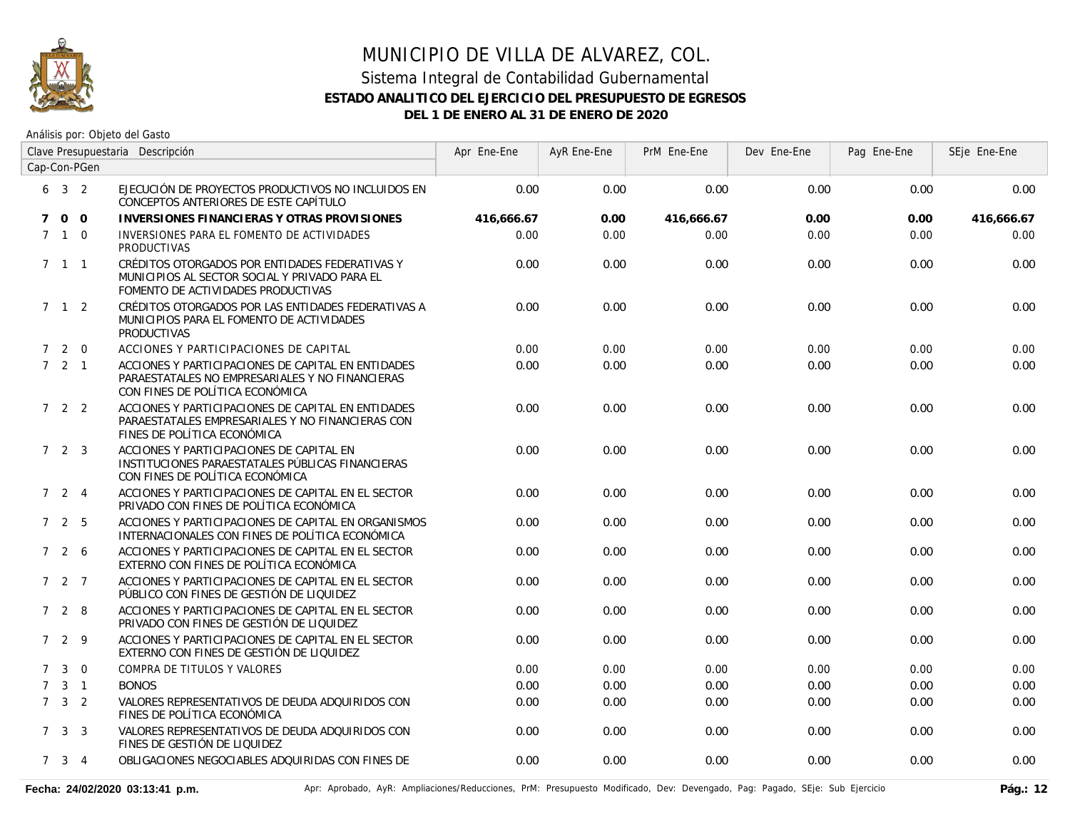# MUNICIPIO DE VILLA DE ALVAREZ, COL.

## Sistema Integral de Contabilidad Gubernamental

### ESTADO ANALITICO DEL EJERCICIO DEL PRESUPUESTO DE EGRESOS

### DEL 1 DE ENERO AL 31 DE ENERO DE 2020

Análisis por: Objeto del Gasto

| Clave Presupuestaria Cap-Con-PGen | Descripción | Apr Ene-Ene | AyR Ene-Ene | PrM Ene-Ene | Dev Ene-Ene | Pag Ene-Ene | SEje Ene-Ene |
|---|---|---|---|---|---|---|---|
| 6 3 2 | EJECUCIÓN DE PROYECTOS PRODUCTIVOS NO INCLUIDOS EN CONCEPTOS ANTERIORES DE ESTE CAPÍTULO | 0.00 | 0.00 | 0.00 | 0.00 | 0.00 | 0.00 |
| **7 0 0** | **INVERSIONES FINANCIERAS Y OTRAS PROVISIONES** | **416,666.67** | **0.00** | **416,666.67** | **0.00** | **0.00** | **416,666.67** |
| 7 1 0 | INVERSIONES PARA EL FOMENTO DE ACTIVIDADES PRODUCTIVAS | 0.00 | 0.00 | 0.00 | 0.00 | 0.00 | 0.00 |
| 7 1 1 | CRÉDITOS OTORGADOS POR ENTIDADES FEDERATIVAS Y MUNICIPIOS AL SECTOR SOCIAL Y PRIVADO PARA EL FOMENTO DE ACTIVIDADES PRODUCTIVAS | 0.00 | 0.00 | 0.00 | 0.00 | 0.00 | 0.00 |
| 7 1 2 | CRÉDITOS OTORGADOS POR LAS ENTIDADES FEDERATIVAS A MUNICIPIOS PARA EL FOMENTO DE ACTIVIDADES PRODUCTIVAS | 0.00 | 0.00 | 0.00 | 0.00 | 0.00 | 0.00 |
| 7 2 0 | ACCIONES Y PARTICIPACIONES DE CAPITAL | 0.00 | 0.00 | 0.00 | 0.00 | 0.00 | 0.00 |
| 7 2 1 | ACCIONES Y PARTICIPACIONES DE CAPITAL EN ENTIDADES PARAESTATALES NO EMPRESARIALES Y NO FINANCIERAS CON FINES DE POLÍTICA ECONÓMICA | 0.00 | 0.00 | 0.00 | 0.00 | 0.00 | 0.00 |
| 7 2 2 | ACCIONES Y PARTICIPACIONES DE CAPITAL EN ENTIDADES PARAESTATALES EMPRESARIALES Y NO FINANCIERAS CON FINES DE POLÍTICA ECONÓMICA | 0.00 | 0.00 | 0.00 | 0.00 | 0.00 | 0.00 |
| 7 2 3 | ACCIONES Y PARTICIPACIONES DE CAPITAL EN INSTITUCIONES PARAESTATALES PÚBLICAS FINANCIERAS CON FINES DE POLÍTICA ECONÓMICA | 0.00 | 0.00 | 0.00 | 0.00 | 0.00 | 0.00 |
| 7 2 4 | ACCIONES Y PARTICIPACIONES DE CAPITAL EN EL SECTOR PRIVADO CON FINES DE POLÍTICA ECONÓMICA | 0.00 | 0.00 | 0.00 | 0.00 | 0.00 | 0.00 |
| 7 2 5 | ACCIONES Y PARTICIPACIONES DE CAPITAL EN ORGANISMOS INTERNACIONALES CON FINES DE POLÍTICA ECONÓMICA | 0.00 | 0.00 | 0.00 | 0.00 | 0.00 | 0.00 |
| 7 2 6 | ACCIONES Y PARTICIPACIONES DE CAPITAL EN EL SECTOR EXTERNO CON FINES DE POLÍTICA ECONÓMICA | 0.00 | 0.00 | 0.00 | 0.00 | 0.00 | 0.00 |
| 7 2 7 | ACCIONES Y PARTICIPACIONES DE CAPITAL EN EL SECTOR PÚBLICO CON FINES DE GESTIÓN DE LIQUIDEZ | 0.00 | 0.00 | 0.00 | 0.00 | 0.00 | 0.00 |
| 7 2 8 | ACCIONES Y PARTICIPACIONES DE CAPITAL EN EL SECTOR PRIVADO CON FINES DE GESTIÓN DE LIQUIDEZ | 0.00 | 0.00 | 0.00 | 0.00 | 0.00 | 0.00 |
| 7 2 9 | ACCIONES Y PARTICIPACIONES DE CAPITAL EN EL SECTOR EXTERNO CON FINES DE GESTIÓN DE LIQUIDEZ | 0.00 | 0.00 | 0.00 | 0.00 | 0.00 | 0.00 |
| 7 3 0 | COMPRA DE TITULOS Y VALORES | 0.00 | 0.00 | 0.00 | 0.00 | 0.00 | 0.00 |
| 7 3 1 | BONOS | 0.00 | 0.00 | 0.00 | 0.00 | 0.00 | 0.00 |
| 7 3 2 | VALORES REPRESENTATIVOS DE DEUDA ADQUIRIDOS CON FINES DE POLÍTICA ECONÓMICA | 0.00 | 0.00 | 0.00 | 0.00 | 0.00 | 0.00 |
| 7 3 3 | VALORES REPRESENTATIVOS DE DEUDA ADQUIRIDOS CON FINES DE GESTIÓN DE LIQUIDEZ | 0.00 | 0.00 | 0.00 | 0.00 | 0.00 | 0.00 |
| 7 3 4 | OBLIGACIONES NEGOCIABLES ADQUIRIDAS CON FINES DE | 0.00 | 0.00 | 0.00 | 0.00 | 0.00 | 0.00 |

Fecha: 24/02/2020 03:13:41 p.m.

Apr: Aprobado, AyR: Ampliaciones/Reducciones, PrM: Presupuesto Modificado, Dev: Devengado, Pag: Pagado, SEje: Sub Ejercicio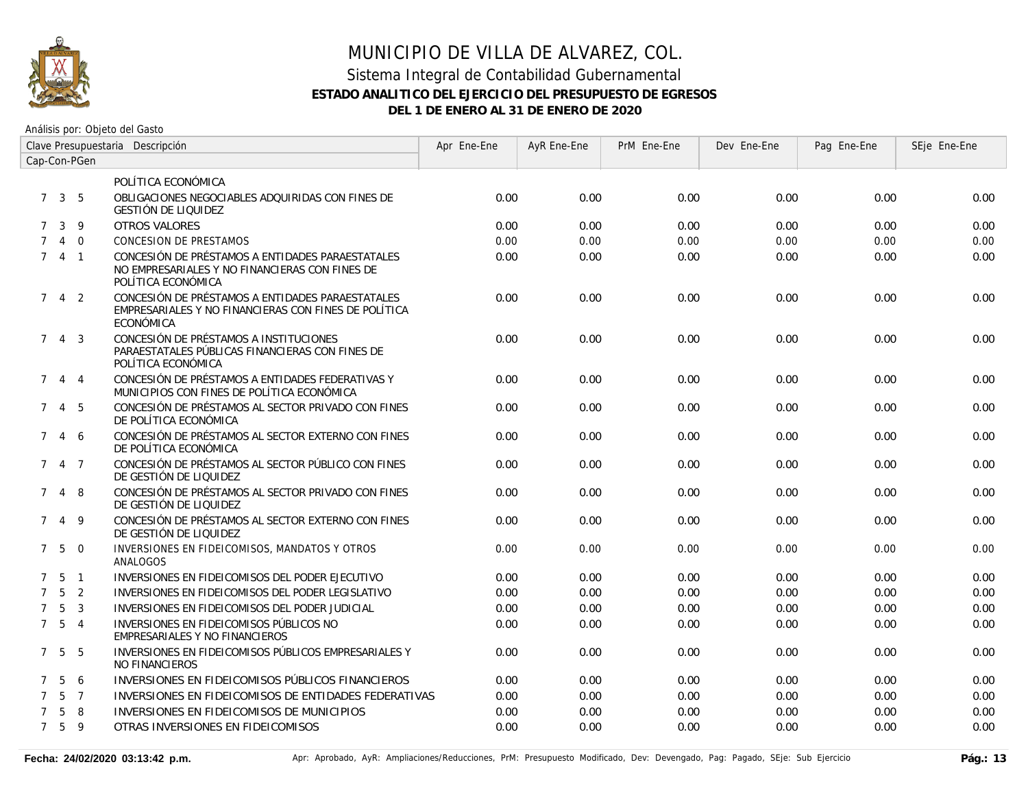# MUNICIPIO DE VILLA DE ALVAREZ, COL.

## Sistema Integral de Contabilidad Gubernamental

### ESTADO ANALITICO DEL EJERCICIO DEL PRESUPUESTO DE EGRESOS

### DEL 1 DE ENERO AL 31 DE ENERO DE 2020

Análisis por: Objeto del Gasto

| Clave Presupuestaria Cap-Con-PGen | Descripción | Apr Ene-Ene | AyR Ene-Ene | PrM Ene-Ene | Dev Ene-Ene | Pag Ene-Ene | SEje Ene-Ene |
|---|---|---|---|---|---|---|---|
| | POLÍTICA ECONÓMICA | | | | | | |
| 7 3 5 | OBLIGACIONES NEGOCIABLES ADQUIRIDAS CON FINES DE GESTIÓN DE LIQUIDEZ | 0.00 | 0.00 | 0.00 | 0.00 | 0.00 | 0.00 |
| 7 3 9 | OTROS VALORES | 0.00 | 0.00 | 0.00 | 0.00 | 0.00 | 0.00 |
| 7 4 0 | CONCESION DE PRESTAMOS | 0.00 | 0.00 | 0.00 | 0.00 | 0.00 | 0.00 |
| 7 4 1 | CONCESIÓN DE PRÉSTAMOS A ENTIDADES PARAESTATALES NO EMPRESARIALES Y NO FINANCIERAS CON FINES DE POLÍTICA ECONÓMICA | 0.00 | 0.00 | 0.00 | 0.00 | 0.00 | 0.00 |
| 7 4 2 | CONCESIÓN DE PRÉSTAMOS A ENTIDADES PARAESTATALES EMPRESARIALES Y NO FINANCIERAS CON FINES DE POLÍTICA ECONÓMICA | 0.00 | 0.00 | 0.00 | 0.00 | 0.00 | 0.00 |
| 7 4 3 | CONCESIÓN DE PRÉSTAMOS A INSTITUCIONES PARAESTATALES PÚBLICAS FINANCIERAS CON FINES DE POLÍTICA ECONÓMICA | 0.00 | 0.00 | 0.00 | 0.00 | 0.00 | 0.00 |
| 7 4 4 | CONCESIÓN DE PRÉSTAMOS A ENTIDADES FEDERATIVAS Y MUNICIPIOS CON FINES DE POLÍTICA ECONÓMICA | 0.00 | 0.00 | 0.00 | 0.00 | 0.00 | 0.00 |
| 7 4 5 | CONCESIÓN DE PRÉSTAMOS AL SECTOR PRIVADO CON FINES DE POLÍTICA ECONÓMICA | 0.00 | 0.00 | 0.00 | 0.00 | 0.00 | 0.00 |
| 7 4 6 | CONCESIÓN DE PRÉSTAMOS AL SECTOR EXTERNO CON FINES DE POLÍTICA ECONÓMICA | 0.00 | 0.00 | 0.00 | 0.00 | 0.00 | 0.00 |
| 7 4 7 | CONCESIÓN DE PRÉSTAMOS AL SECTOR PÚBLICO CON FINES DE GESTIÓN DE LIQUIDEZ | 0.00 | 0.00 | 0.00 | 0.00 | 0.00 | 0.00 |
| 7 4 8 | CONCESIÓN DE PRÉSTAMOS AL SECTOR PRIVADO CON FINES DE GESTIÓN DE LIQUIDEZ | 0.00 | 0.00 | 0.00 | 0.00 | 0.00 | 0.00 |
| 7 4 9 | CONCESIÓN DE PRÉSTAMOS AL SECTOR EXTERNO CON FINES DE GESTIÓN DE LIQUIDEZ | 0.00 | 0.00 | 0.00 | 0.00 | 0.00 | 0.00 |
| 7 5 0 | INVERSIONES EN FIDEICOMISOS, MANDATOS Y OTROS ANALOGOS | 0.00 | 0.00 | 0.00 | 0.00 | 0.00 | 0.00 |
| 7 5 1 | INVERSIONES EN FIDEICOMISOS DEL PODER EJECUTIVO | 0.00 | 0.00 | 0.00 | 0.00 | 0.00 | 0.00 |
| 7 5 2 | INVERSIONES EN FIDEICOMISOS DEL PODER LEGISLATIVO | 0.00 | 0.00 | 0.00 | 0.00 | 0.00 | 0.00 |
| 7 5 3 | INVERSIONES EN FIDEICOMISOS DEL PODER JUDICIAL | 0.00 | 0.00 | 0.00 | 0.00 | 0.00 | 0.00 |
| 7 5 4 | INVERSIONES EN FIDEICOMISOS PÚBLICOS NO EMPRESARIALES Y NO FINANCIEROS | 0.00 | 0.00 | 0.00 | 0.00 | 0.00 | 0.00 |
| 7 5 5 | INVERSIONES EN FIDEICOMISOS PÚBLICOS EMPRESARIALES Y NO FINANCIEROS | 0.00 | 0.00 | 0.00 | 0.00 | 0.00 | 0.00 |
| 7 5 6 | INVERSIONES EN FIDEICOMISOS PÚBLICOS FINANCIEROS | 0.00 | 0.00 | 0.00 | 0.00 | 0.00 | 0.00 |
| 7 5 7 | INVERSIONES EN FIDEICOMISOS DE ENTIDADES FEDERATIVAS | 0.00 | 0.00 | 0.00 | 0.00 | 0.00 | 0.00 |
| 7 5 8 | INVERSIONES EN FIDEICOMISOS DE MUNICIPIOS | 0.00 | 0.00 | 0.00 | 0.00 | 0.00 | 0.00 |
| 7 5 9 | OTRAS INVERSIONES EN FIDEICOMISOS | 0.00 | 0.00 | 0.00 | 0.00 | 0.00 | 0.00 |

Fecha: 24/02/2020 03:13:42 p.m. Apr: Aprobado, AyR: Ampliaciones/Reducciones, PrM: Presupuesto Modificado, Dev: Devengado, Pag: Pagado, SEje: Sub Ejercicio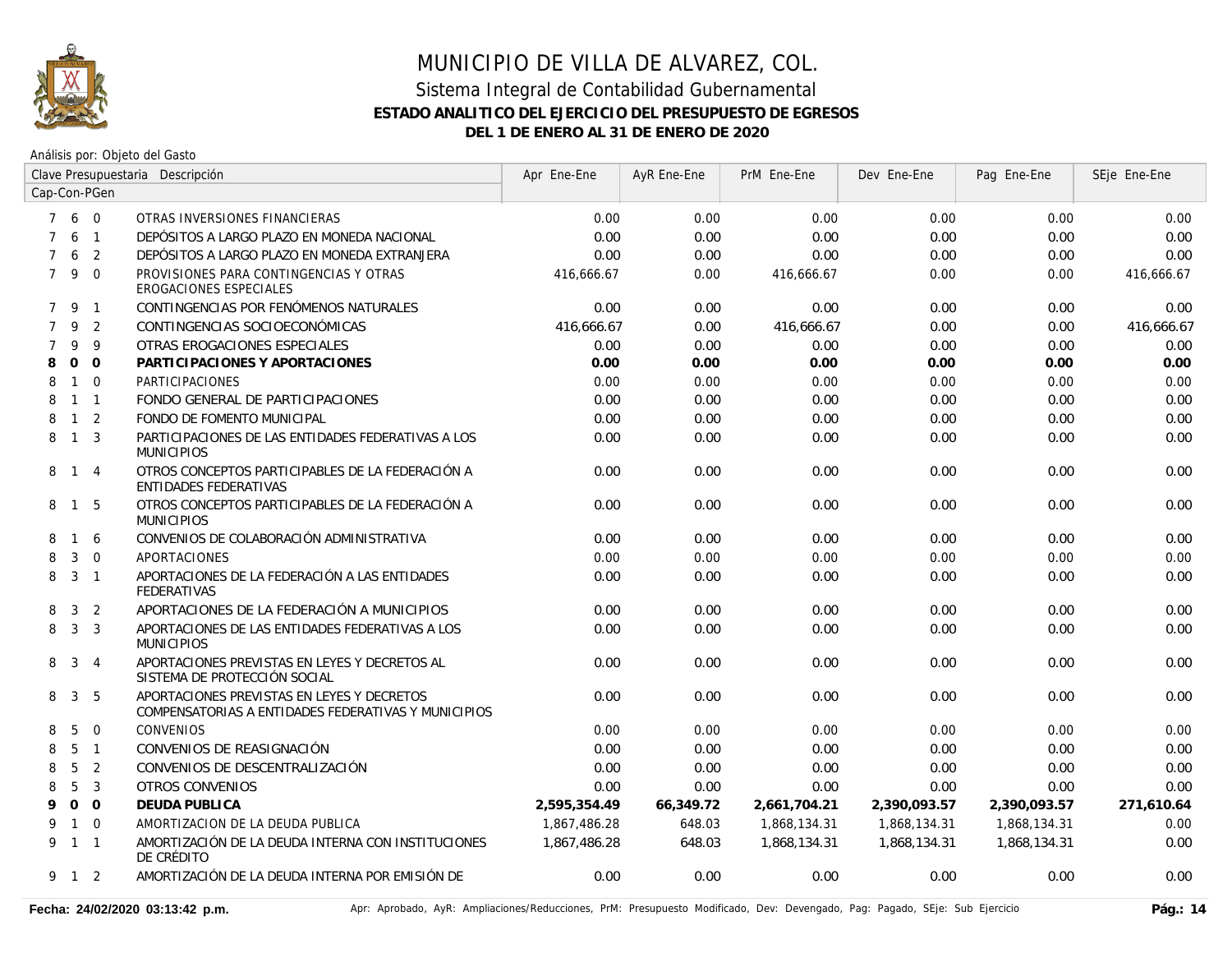# MUNICIPIO DE VILLA DE ALVAREZ, COL.

## Sistema Integral de Contabilidad Gubernamental

### ESTADO ANALITICO DEL EJERCICIO DEL PRESUPUESTO DE EGRESOS

### DEL 1 DE ENERO AL 31 DE ENERO DE 2020

Análisis por: Objeto del Gasto

| Clave Presupuestaria Cap-Con-PGen | Descripción | Apr Ene-Ene | AyR Ene-Ene | PrM Ene-Ene | Dev Ene-Ene | Pag Ene-Ene | SEje Ene-Ene |
|---|---|---|---|---|---|---|---|
| 7 6 0 | OTRAS INVERSIONES FINANCIERAS | 0.00 | 0.00 | 0.00 | 0.00 | 0.00 | 0.00 |
| 7 6 1 | DEPÓSITOS A LARGO PLAZO EN MONEDA NACIONAL | 0.00 | 0.00 | 0.00 | 0.00 | 0.00 | 0.00 |
| 7 6 2 | DEPÓSITOS A LARGO PLAZO EN MONEDA EXTRANJERA | 0.00 | 0.00 | 0.00 | 0.00 | 0.00 | 0.00 |
| 7 9 0 | PROVISIONES PARA CONTINGENCIAS Y OTRAS EROGACIONES ESPECIALES | 416,666.67 | 0.00 | 416,666.67 | 0.00 | 0.00 | 416,666.67 |
| 7 9 1 | CONTINGENCIAS POR FENÓMENOS NATURALES | 0.00 | 0.00 | 0.00 | 0.00 | 0.00 | 0.00 |
| 7 9 2 | CONTINGENCIAS SOCIOECONÓMICAS | 416,666.67 | 0.00 | 416,666.67 | 0.00 | 0.00 | 416,666.67 |
| 7 9 9 | OTRAS EROGACIONES ESPECIALES | 0.00 | 0.00 | 0.00 | 0.00 | 0.00 | 0.00 |
| **8 0 0** | **PARTICIPACIONES Y APORTACIONES** | **0.00** | **0.00** | **0.00** | **0.00** | **0.00** | **0.00** |
| 8 1 0 | PARTICIPACIONES | 0.00 | 0.00 | 0.00 | 0.00 | 0.00 | 0.00 |
| 8 1 1 | FONDO GENERAL DE PARTICIPACIONES | 0.00 | 0.00 | 0.00 | 0.00 | 0.00 | 0.00 |
| 8 1 2 | FONDO DE FOMENTO MUNICIPAL | 0.00 | 0.00 | 0.00 | 0.00 | 0.00 | 0.00 |
| 8 1 3 | PARTICIPACIONES DE LAS ENTIDADES FEDERATIVAS A LOS MUNICIPIOS | 0.00 | 0.00 | 0.00 | 0.00 | 0.00 | 0.00 |
| 8 1 4 | OTROS CONCEPTOS PARTICIPABLES DE LA FEDERACIÓN A ENTIDADES FEDERATIVAS | 0.00 | 0.00 | 0.00 | 0.00 | 0.00 | 0.00 |
| 8 1 5 | OTROS CONCEPTOS PARTICIPABLES DE LA FEDERACIÓN A MUNICIPIOS | 0.00 | 0.00 | 0.00 | 0.00 | 0.00 | 0.00 |
| 8 1 6 | CONVENIOS DE COLABORACIÓN ADMINISTRATIVA | 0.00 | 0.00 | 0.00 | 0.00 | 0.00 | 0.00 |
| 8 3 0 | APORTACIONES | 0.00 | 0.00 | 0.00 | 0.00 | 0.00 | 0.00 |
| 8 3 1 | APORTACIONES DE LA FEDERACIÓN A LAS ENTIDADES FEDERATIVAS | 0.00 | 0.00 | 0.00 | 0.00 | 0.00 | 0.00 |
| 8 3 2 | APORTACIONES DE LA FEDERACIÓN A MUNICIPIOS | 0.00 | 0.00 | 0.00 | 0.00 | 0.00 | 0.00 |
| 8 3 3 | APORTACIONES DE LAS ENTIDADES FEDERATIVAS A LOS MUNICIPIOS | 0.00 | 0.00 | 0.00 | 0.00 | 0.00 | 0.00 |
| 8 3 4 | APORTACIONES PREVISTAS EN LEYES Y DECRETOS AL SISTEMA DE PROTECCIÓN SOCIAL | 0.00 | 0.00 | 0.00 | 0.00 | 0.00 | 0.00 |
| 8 3 5 | APORTACIONES PREVISTAS EN LEYES Y DECRETOS COMPENSATORIAS A ENTIDADES FEDERATIVAS Y MUNICIPIOS | 0.00 | 0.00 | 0.00 | 0.00 | 0.00 | 0.00 |
| 8 5 0 | CONVENIOS | 0.00 | 0.00 | 0.00 | 0.00 | 0.00 | 0.00 |
| 8 5 1 | CONVENIOS DE REASIGNACIÓN | 0.00 | 0.00 | 0.00 | 0.00 | 0.00 | 0.00 |
| 8 5 2 | CONVENIOS DE DESCENTRALIZACIÓN | 0.00 | 0.00 | 0.00 | 0.00 | 0.00 | 0.00 |
| 8 5 3 | OTROS CONVENIOS | 0.00 | 0.00 | 0.00 | 0.00 | 0.00 | 0.00 |
| **9 0 0** | **DEUDA PUBLICA** | **2,595,354.49** | **66,349.72** | **2,661,704.21** | **2,390,093.57** | **2,390,093.57** | **271,610.64** |
| 9 1 0 | AMORTIZACION DE LA DEUDA PUBLICA | 1,867,486.28 | 648.03 | 1,868,134.31 | 1,868,134.31 | 1,868,134.31 | 0.00 |
| 9 1 1 | AMORTIZACIÓN DE LA DEUDA INTERNA CON INSTITUCIONES DE CRÉDITO | 1,867,486.28 | 648.03 | 1,868,134.31 | 1,868,134.31 | 1,868,134.31 | 0.00 |
| 9 1 2 | AMORTIZACIÓN DE LA DEUDA INTERNA POR EMISIÓN DE | 0.00 | 0.00 | 0.00 | 0.00 | 0.00 | 0.00 |

Fecha: 24/02/2020 03:13:42 p.m.

Apr: Aprobado, AyR: Ampliaciones/Reducciones, PrM: Presupuesto Modificado, Dev: Devengado, Pag: Pagado, SEje: Sub Ejercicio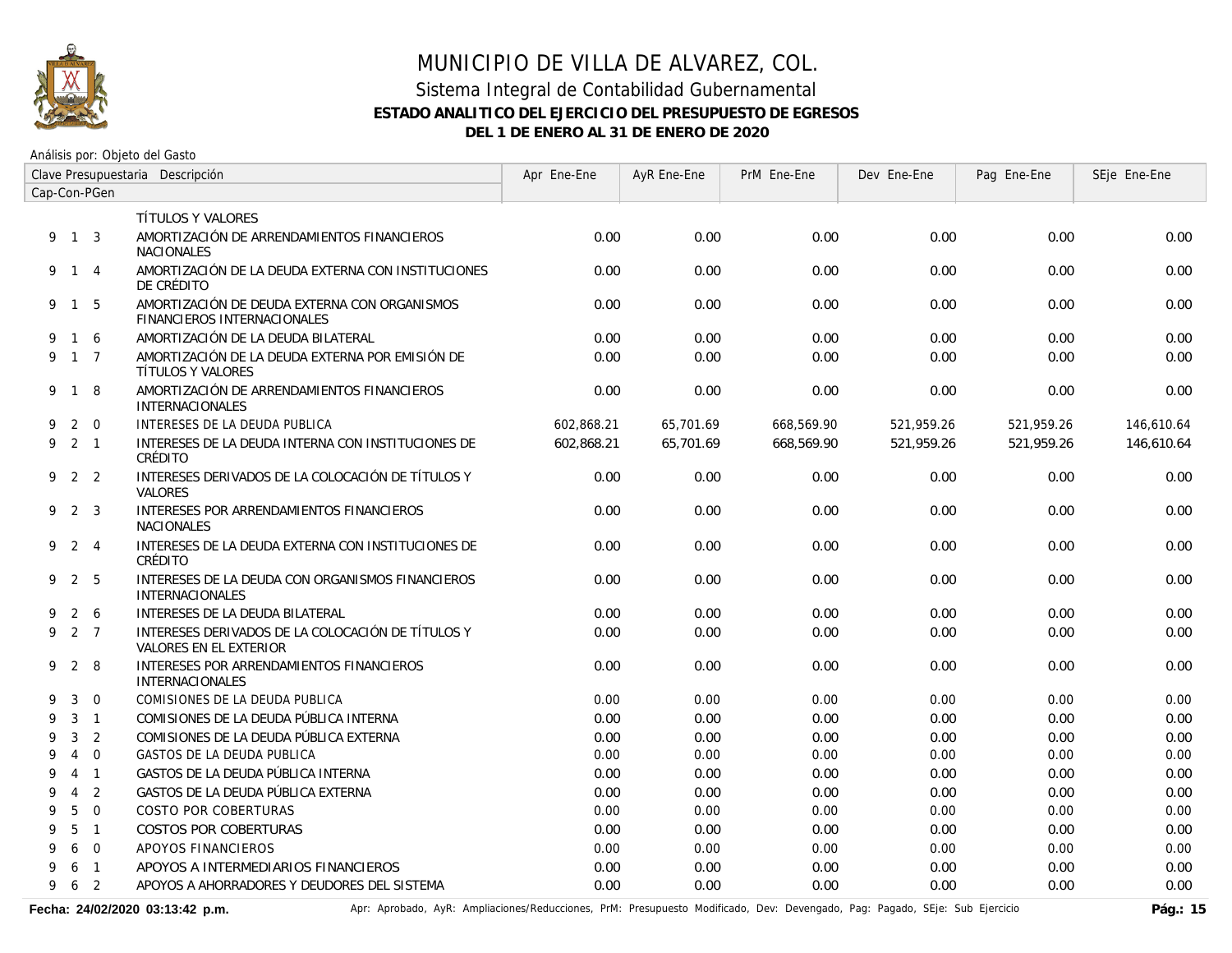# MUNICIPIO DE VILLA DE ALVAREZ, COL.

## Sistema Integral de Contabilidad Gubernamental

### ESTADO ANALITICO DEL EJERCICIO DEL PRESUPUESTO DE EGRESOS

### DEL 1 DE ENERO AL 31 DE ENERO DE 2020

Análisis por: Objeto del Gasto

| Clave Presupuestaria Cap-Con-PGen | Descripción | Apr Ene-Ene | AyR Ene-Ene | PrM Ene-Ene | Dev Ene-Ene | Pag Ene-Ene | SEje Ene-Ene |
|---|---|---|---|---|---|---|---|
| | TÍTULOS Y VALORES | | | | | | |
| 9 1 3 | AMORTIZACIÓN DE ARRENDAMIENTOS FINANCIEROS NACIONALES | 0.00 | 0.00 | 0.00 | 0.00 | 0.00 | 0.00 |
| 9 1 4 | AMORTIZACIÓN DE LA DEUDA EXTERNA CON INSTITUCIONES DE CRÉDITO | 0.00 | 0.00 | 0.00 | 0.00 | 0.00 | 0.00 |
| 9 1 5 | AMORTIZACIÓN DE DEUDA EXTERNA CON ORGANISMOS FINANCIEROS INTERNACIONALES | 0.00 | 0.00 | 0.00 | 0.00 | 0.00 | 0.00 |
| 9 1 6 | AMORTIZACIÓN DE LA DEUDA BILATERAL | 0.00 | 0.00 | 0.00 | 0.00 | 0.00 | 0.00 |
| 9 1 7 | AMORTIZACIÓN DE LA DEUDA EXTERNA POR EMISIÓN DE TÍTULOS Y VALORES | 0.00 | 0.00 | 0.00 | 0.00 | 0.00 | 0.00 |
| 9 1 8 | AMORTIZACIÓN DE ARRENDAMIENTOS FINANCIEROS INTERNACIONALES | 0.00 | 0.00 | 0.00 | 0.00 | 0.00 | 0.00 |
| 9 2 0 | INTERESES DE LA DEUDA PUBLICA | 602,868.21 | 65,701.69 | 668,569.90 | 521,959.26 | 521,959.26 | 146,610.64 |
| 9 2 1 | INTERESES DE LA DEUDA INTERNA CON INSTITUCIONES DE CRÉDITO | 602,868.21 | 65,701.69 | 668,569.90 | 521,959.26 | 521,959.26 | 146,610.64 |
| 9 2 2 | INTERESES DERIVADOS DE LA COLOCACIÓN DE TÍTULOS Y VALORES | 0.00 | 0.00 | 0.00 | 0.00 | 0.00 | 0.00 |
| 9 2 3 | INTERESES POR ARRENDAMIENTOS FINANCIEROS NACIONALES | 0.00 | 0.00 | 0.00 | 0.00 | 0.00 | 0.00 |
| 9 2 4 | INTERESES DE LA DEUDA EXTERNA CON INSTITUCIONES DE CRÉDITO | 0.00 | 0.00 | 0.00 | 0.00 | 0.00 | 0.00 |
| 9 2 5 | INTERESES DE LA DEUDA CON ORGANISMOS FINANCIEROS INTERNACIONALES | 0.00 | 0.00 | 0.00 | 0.00 | 0.00 | 0.00 |
| 9 2 6 | INTERESES DE LA DEUDA BILATERAL | 0.00 | 0.00 | 0.00 | 0.00 | 0.00 | 0.00 |
| 9 2 7 | INTERESES DERIVADOS DE LA COLOCACIÓN DE TÍTULOS Y VALORES EN EL EXTERIOR | 0.00 | 0.00 | 0.00 | 0.00 | 0.00 | 0.00 |
| 9 2 8 | INTERESES POR ARRENDAMIENTOS FINANCIEROS INTERNACIONALES | 0.00 | 0.00 | 0.00 | 0.00 | 0.00 | 0.00 |
| 9 3 0 | COMISIONES DE LA DEUDA PUBLICA | 0.00 | 0.00 | 0.00 | 0.00 | 0.00 | 0.00 |
| 9 3 1 | COMISIONES DE LA DEUDA PÚBLICA INTERNA | 0.00 | 0.00 | 0.00 | 0.00 | 0.00 | 0.00 |
| 9 3 2 | COMISIONES DE LA DEUDA PÚBLICA EXTERNA | 0.00 | 0.00 | 0.00 | 0.00 | 0.00 | 0.00 |
| 9 4 0 | GASTOS DE LA DEUDA PUBLICA | 0.00 | 0.00 | 0.00 | 0.00 | 0.00 | 0.00 |
| 9 4 1 | GASTOS DE LA DEUDA PÚBLICA INTERNA | 0.00 | 0.00 | 0.00 | 0.00 | 0.00 | 0.00 |
| 9 4 2 | GASTOS DE LA DEUDA PÚBLICA EXTERNA | 0.00 | 0.00 | 0.00 | 0.00 | 0.00 | 0.00 |
| 9 5 0 | COSTO POR COBERTURAS | 0.00 | 0.00 | 0.00 | 0.00 | 0.00 | 0.00 |
| 9 5 1 | COSTOS POR COBERTURAS | 0.00 | 0.00 | 0.00 | 0.00 | 0.00 | 0.00 |
| 9 6 0 | APOYOS FINANCIEROS | 0.00 | 0.00 | 0.00 | 0.00 | 0.00 | 0.00 |
| 9 6 1 | APOYOS A INTERMEDIARIOS FINANCIEROS | 0.00 | 0.00 | 0.00 | 0.00 | 0.00 | 0.00 |
| 9 6 2 | APOYOS A AHORRADORES Y DEUDORES DEL SISTEMA | 0.00 | 0.00 | 0.00 | 0.00 | 0.00 | 0.00 |

**Fecha: 24/02/2020 03:13:42 p.m.** Apr: Aprobado, AyR: Ampliaciones/Reducciones, PrM: Presupuesto Modificado, Dev: Devengado, Pag: Pagado, SEje: Sub Ejercicio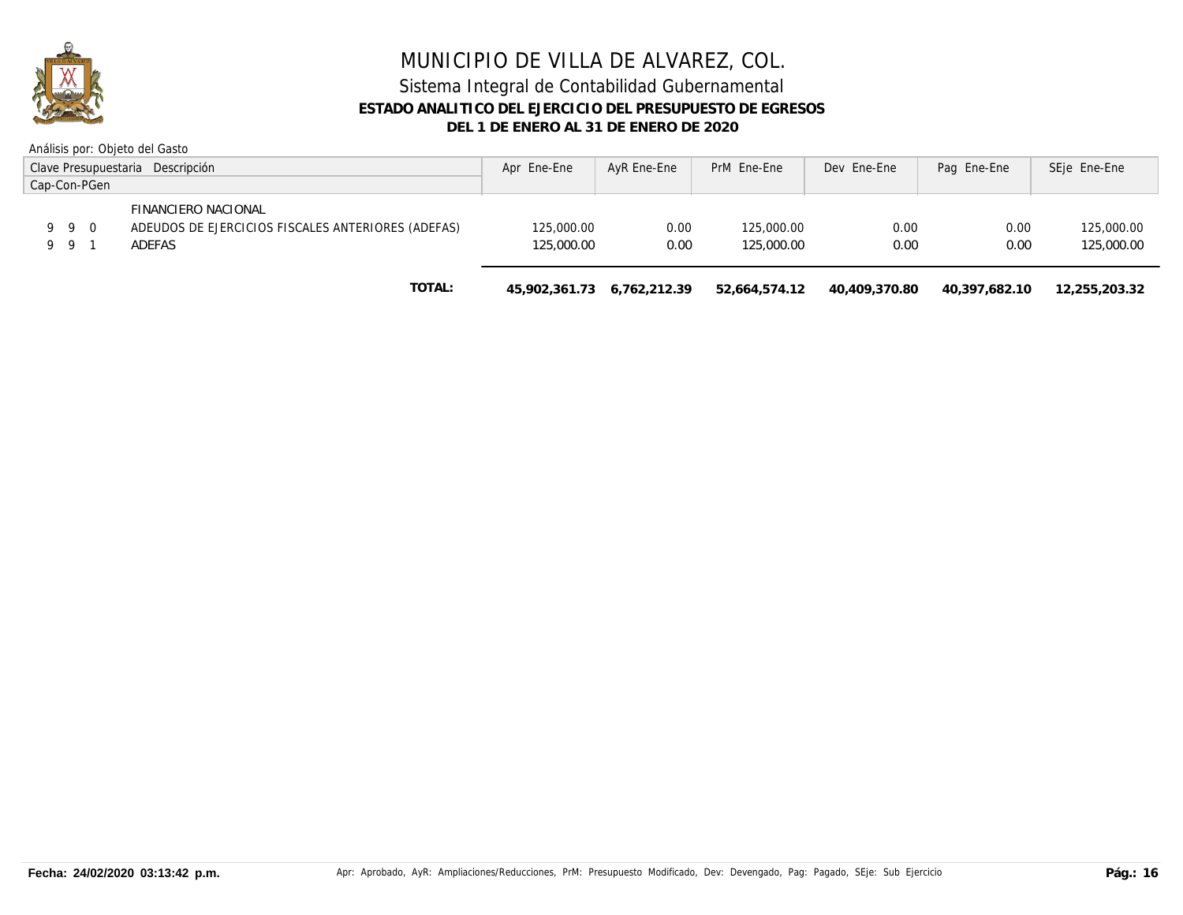# MUNICIPIO DE VILLA DE ALVAREZ, COL.

## Sistema Integral de Contabilidad Gubernamental

### ESTADO ANALITICO DEL EJERCICIO DEL PRESUPUESTO DE EGRESOS

### DEL 1 DE ENERO AL 31 DE ENERO DE 2020

Análisis por: Objeto del Gasto

| Clave Presupuestaria Cap-Con-PGen | Descripción | Apr Ene-Ene | AyR Ene-Ene | PrM Ene-Ene | Dev Ene-Ene | Pag Ene-Ene | SEje Ene-Ene |
|---|---|---|---|---|---|---|---|
| | FINANCIERO NACIONAL | | | | | | |
| 9 9 0 | ADEUDOS DE EJERCICIOS FISCALES ANTERIORES (ADEFAS) | 125,000.00 | 0.00 | 125,000.00 | 0.00 | 0.00 | 125,000.00 |
| 9 9 1 | ADEFAS | 125,000.00 | 0.00 | 125,000.00 | 0.00 | 0.00 | 125,000.00 |
| | **TOTAL:** | **45,902,361.73** | **6,762,212.39** | **52,664,574.12** | **40,409,370.80** | **40,397,682.10** | **12,255,203.32** |

**Fecha: 24/02/2020 03:13:42 p.m.**

Apr: Aprobado, AyR: Ampliaciones/Reducciones, PrM: Presupuesto Modificado, Dev: Devengado, Pag: Pagado, SEje: Sub Ejercicio